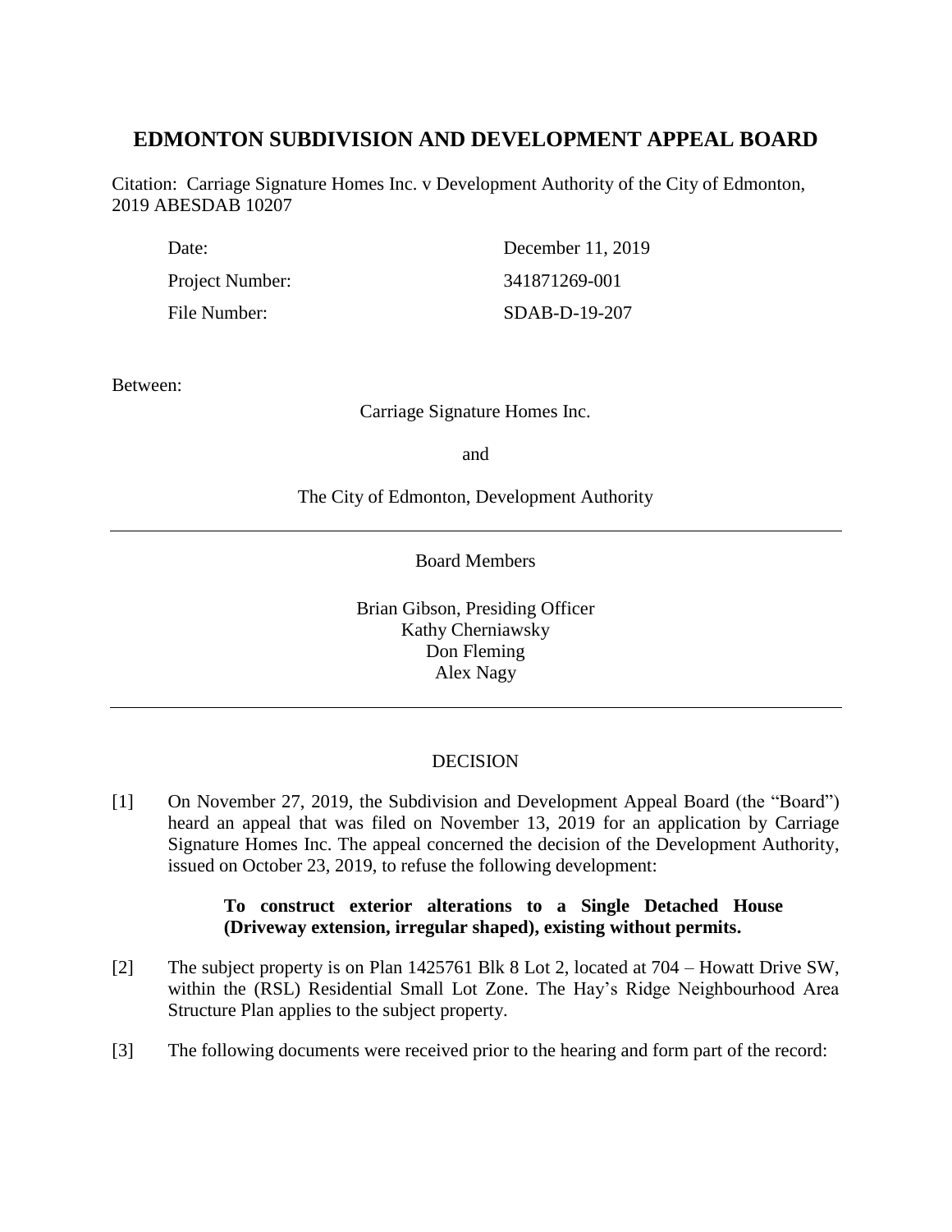# EDMONTON SUBDIVISION AND DEVELOPMENT APPEAL BOARD

Citation: Carriage Signature Homes Inc. v Development Authority of the City of Edmonton, 2019 ABESDAB 10207

| | |
|---|---|
| Date: | December 11, 2019 |
| Project Number: | 341871269-001 |
| File Number: | SDAB-D-19-207 |

Between:

Carriage Signature Homes Inc.

and

The City of Edmonton, Development Authority

---

Board Members

Brian Gibson, Presiding Officer
Kathy Cherniawsky
Don Fleming
Alex Nagy

---

DECISION

[1] On November 27, 2019, the Subdivision and Development Appeal Board (the "Board") heard an appeal that was filed on November 13, 2019 for an application by Carriage Signature Homes Inc. The appeal concerned the decision of the Development Authority, issued on October 23, 2019, to refuse the following development:

> **To construct exterior alterations to a Single Detached House (Driveway extension, irregular shaped), existing without permits.**

[2] The subject property is on Plan 1425761 Blk 8 Lot 2, located at 704 – Howatt Drive SW, within the (RSL) Residential Small Lot Zone. The Hay's Ridge Neighbourhood Area Structure Plan applies to the subject property.

[3] The following documents were received prior to the hearing and form part of the record: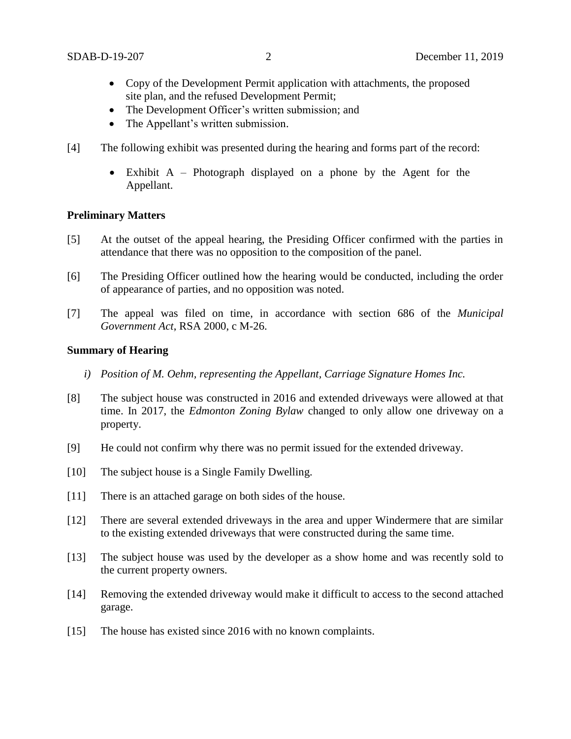- Copy of the Development Permit application with attachments, the proposed site plan, and the refused Development Permit;
- The Development Officer's written submission; and
- The Appellant's written submission.

[4] The following exhibit was presented during the hearing and forms part of the record:

- Exhibit A – Photograph displayed on a phone by the Agent for the Appellant.

**Preliminary Matters**

[5] At the outset of the appeal hearing, the Presiding Officer confirmed with the parties in attendance that there was no opposition to the composition of the panel.

[6] The Presiding Officer outlined how the hearing would be conducted, including the order of appearance of parties, and no opposition was noted.

[7] The appeal was filed on time, in accordance with section 686 of the *Municipal Government Act*, RSA 2000, c M-26.

**Summary of Hearing**

*i) Position of M. Oehm, representing the Appellant, Carriage Signature Homes Inc.*

[8] The subject house was constructed in 2016 and extended driveways were allowed at that time. In 2017, the *Edmonton Zoning Bylaw* changed to only allow one driveway on a property.

[9] He could not confirm why there was no permit issued for the extended driveway.

[10] The subject house is a Single Family Dwelling.

[11] There is an attached garage on both sides of the house.

[12] There are several extended driveways in the area and upper Windermere that are similar to the existing extended driveways that were constructed during the same time.

[13] The subject house was used by the developer as a show home and was recently sold to the current property owners.

[14] Removing the extended driveway would make it difficult to access to the second attached garage.

[15] The house has existed since 2016 with no known complaints.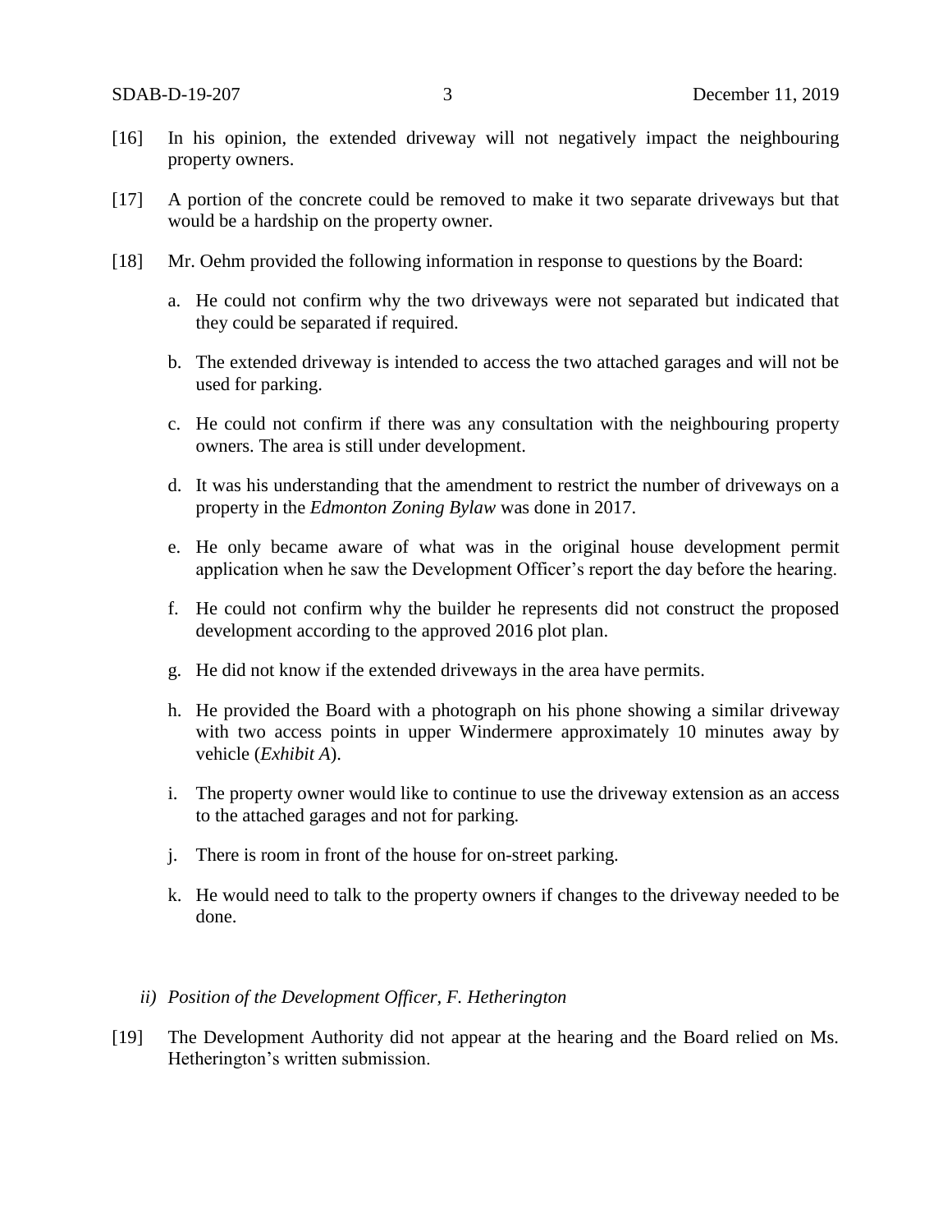[16] In his opinion, the extended driveway will not negatively impact the neighbouring property owners.

[17] A portion of the concrete could be removed to make it two separate driveways but that would be a hardship on the property owner.

[18] Mr. Oehm provided the following information in response to questions by the Board:

a. He could not confirm why the two driveways were not separated but indicated that they could be separated if required.

b. The extended driveway is intended to access the two attached garages and will not be used for parking.

c. He could not confirm if there was any consultation with the neighbouring property owners. The area is still under development.

d. It was his understanding that the amendment to restrict the number of driveways on a property in the *Edmonton Zoning Bylaw* was done in 2017.

e. He only became aware of what was in the original house development permit application when he saw the Development Officer's report the day before the hearing.

f. He could not confirm why the builder he represents did not construct the proposed development according to the approved 2016 plot plan.

g. He did not know if the extended driveways in the area have permits.

h. He provided the Board with a photograph on his phone showing a similar driveway with two access points in upper Windermere approximately 10 minutes away by vehicle (*Exhibit A*).

i. The property owner would like to continue to use the driveway extension as an access to the attached garages and not for parking.

j. There is room in front of the house for on-street parking.

k. He would need to talk to the property owners if changes to the driveway needed to be done.

*ii) Position of the Development Officer, F. Hetherington*

[19] The Development Authority did not appear at the hearing and the Board relied on Ms. Hetherington's written submission.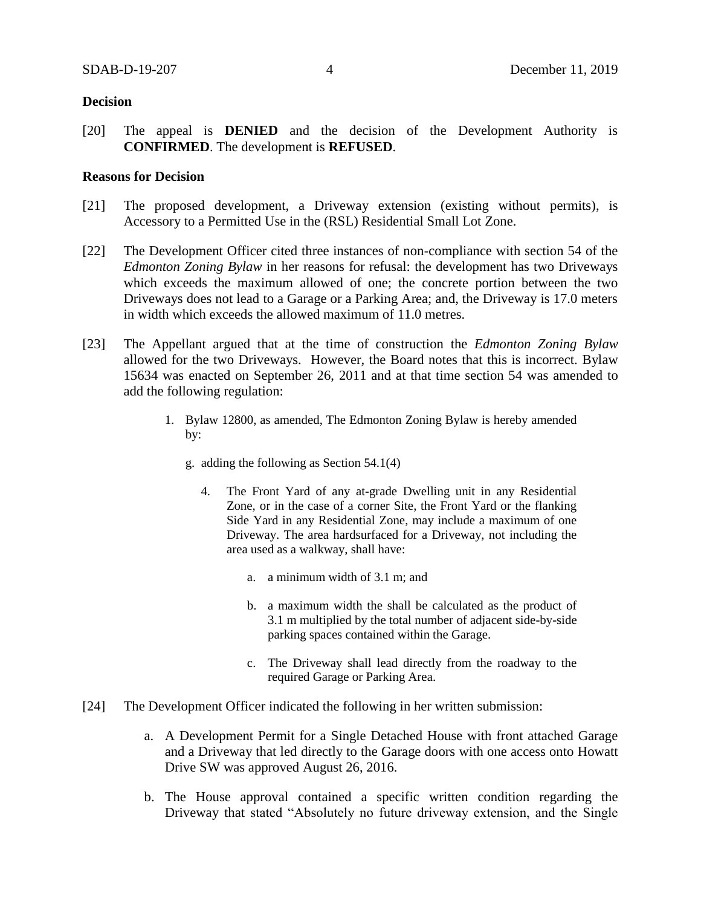**Decision**

[20] The appeal is **DENIED** and the decision of the Development Authority is **CONFIRMED**. The development is **REFUSED**.

**Reasons for Decision**

[21] The proposed development, a Driveway extension (existing without permits), is Accessory to a Permitted Use in the (RSL) Residential Small Lot Zone.

[22] The Development Officer cited three instances of non-compliance with section 54 of the *Edmonton Zoning Bylaw* in her reasons for refusal: the development has two Driveways which exceeds the maximum allowed of one; the concrete portion between the two Driveways does not lead to a Garage or a Parking Area; and, the Driveway is 17.0 meters in width which exceeds the allowed maximum of 11.0 metres.

[23] The Appellant argued that at the time of construction the *Edmonton Zoning Bylaw* allowed for the two Driveways. However, the Board notes that this is incorrect. Bylaw 15634 was enacted on September 26, 2011 and at that time section 54 was amended to add the following regulation:

1. Bylaw 12800, as amended, The Edmonton Zoning Bylaw is hereby amended by:

   g. adding the following as Section 54.1(4)

      4. The Front Yard of any at-grade Dwelling unit in any Residential Zone, or in the case of a corner Site, the Front Yard or the flanking Side Yard in any Residential Zone, may include a maximum of one Driveway. The area hardsurfaced for a Driveway, not including the area used as a walkway, shall have:

         a. a minimum width of 3.1 m; and

         b. a maximum width the shall be calculated as the product of 3.1 m multiplied by the total number of adjacent side-by-side parking spaces contained within the Garage.

         c. The Driveway shall lead directly from the roadway to the required Garage or Parking Area.

[24] The Development Officer indicated the following in her written submission:

a. A Development Permit for a Single Detached House with front attached Garage and a Driveway that led directly to the Garage doors with one access onto Howatt Drive SW was approved August 26, 2016.

b. The House approval contained a specific written condition regarding the Driveway that stated "Absolutely no future driveway extension, and the Single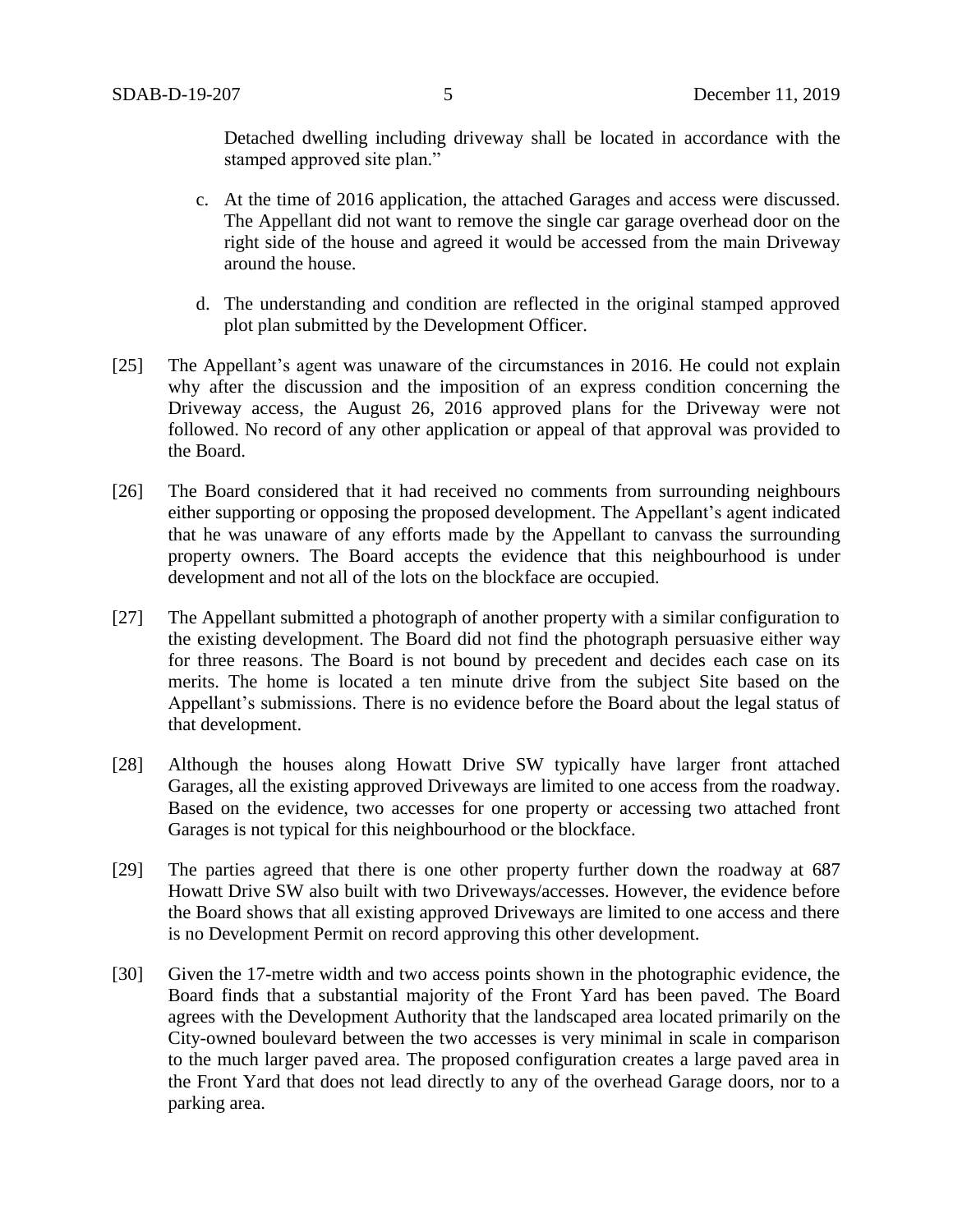Detached dwelling including driveway shall be located in accordance with the stamped approved site plan."

c. At the time of 2016 application, the attached Garages and access were discussed. The Appellant did not want to remove the single car garage overhead door on the right side of the house and agreed it would be accessed from the main Driveway around the house.

d. The understanding and condition are reflected in the original stamped approved plot plan submitted by the Development Officer.

[25] The Appellant's agent was unaware of the circumstances in 2016. He could not explain why after the discussion and the imposition of an express condition concerning the Driveway access, the August 26, 2016 approved plans for the Driveway were not followed. No record of any other application or appeal of that approval was provided to the Board.

[26] The Board considered that it had received no comments from surrounding neighbours either supporting or opposing the proposed development. The Appellant's agent indicated that he was unaware of any efforts made by the Appellant to canvass the surrounding property owners. The Board accepts the evidence that this neighbourhood is under development and not all of the lots on the blockface are occupied.

[27] The Appellant submitted a photograph of another property with a similar configuration to the existing development. The Board did not find the photograph persuasive either way for three reasons. The Board is not bound by precedent and decides each case on its merits. The home is located a ten minute drive from the subject Site based on the Appellant's submissions. There is no evidence before the Board about the legal status of that development.

[28] Although the houses along Howatt Drive SW typically have larger front attached Garages, all the existing approved Driveways are limited to one access from the roadway. Based on the evidence, two accesses for one property or accessing two attached front Garages is not typical for this neighbourhood or the blockface.

[29] The parties agreed that there is one other property further down the roadway at 687 Howatt Drive SW also built with two Driveways/accesses. However, the evidence before the Board shows that all existing approved Driveways are limited to one access and there is no Development Permit on record approving this other development.

[30] Given the 17-metre width and two access points shown in the photographic evidence, the Board finds that a substantial majority of the Front Yard has been paved. The Board agrees with the Development Authority that the landscaped area located primarily on the City-owned boulevard between the two accesses is very minimal in scale in comparison to the much larger paved area. The proposed configuration creates a large paved area in the Front Yard that does not lead directly to any of the overhead Garage doors, nor to a parking area.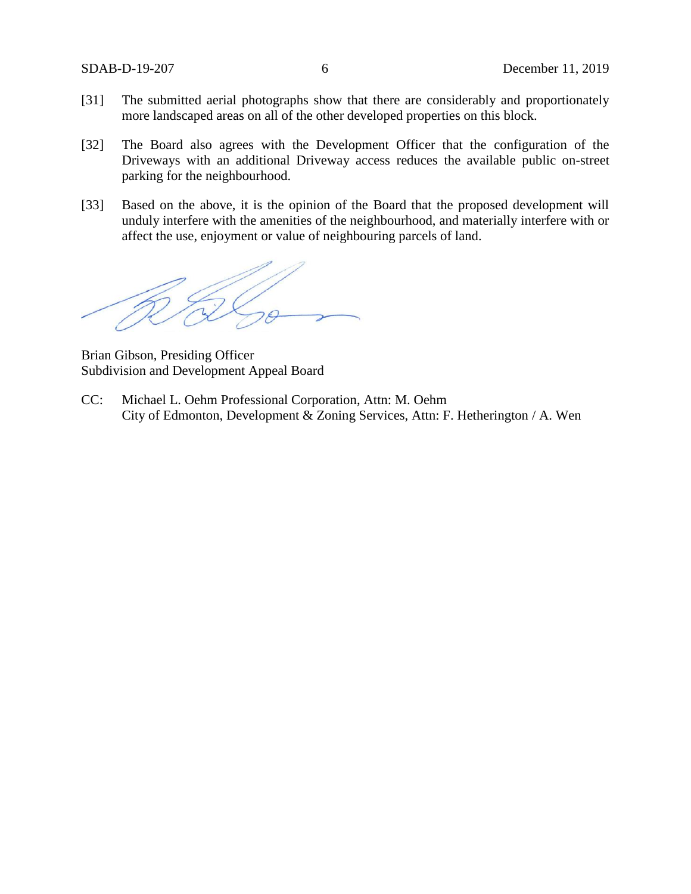[31] The submitted aerial photographs show that there are considerably and proportionately more landscaped areas on all of the other developed properties on this block.

[32] The Board also agrees with the Development Officer that the configuration of the Driveways with an additional Driveway access reduces the available public on-street parking for the neighbourhood.

[33] Based on the above, it is the opinion of the Board that the proposed development will unduly interfere with the amenities of the neighbourhood, and materially interfere with or affect the use, enjoyment or value of neighbouring parcels of land.

Brian Gibson, Presiding Officer
Subdivision and Development Appeal Board

CC: Michael L. Oehm Professional Corporation, Attn: M. Oehm
City of Edmonton, Development & Zoning Services, Attn: F. Hetherington / A. Wen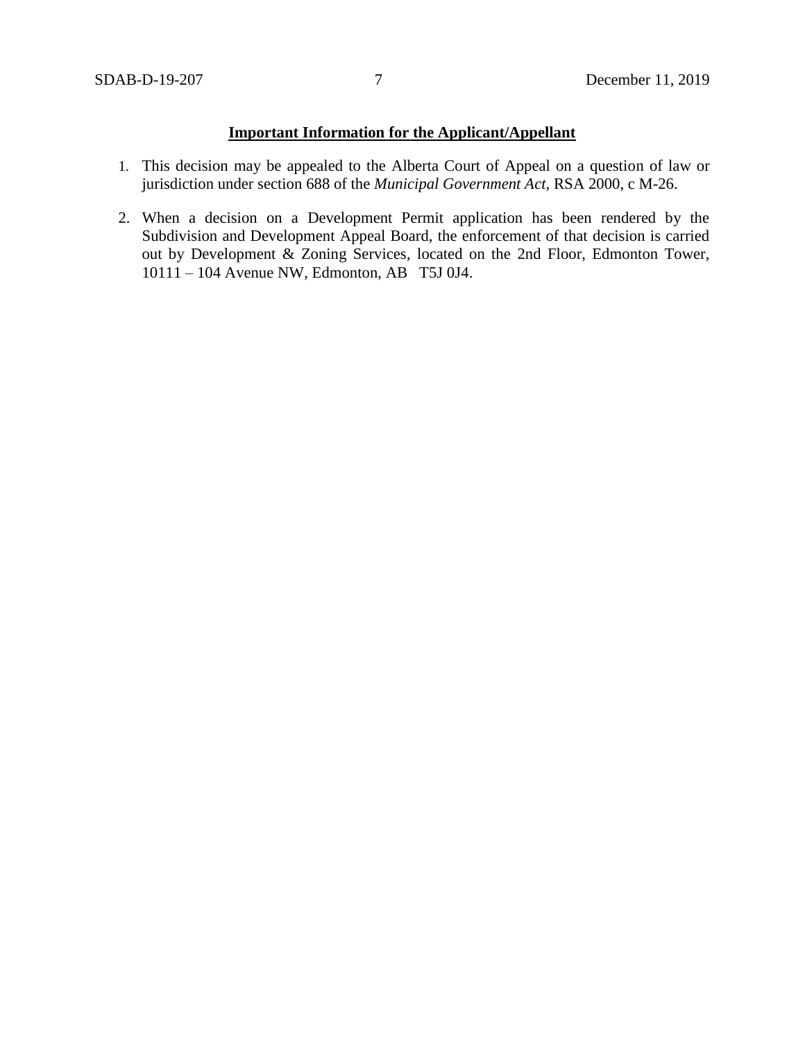**Important Information for the Applicant/Appellant**

1. This decision may be appealed to the Alberta Court of Appeal on a question of law or jurisdiction under section 688 of the *Municipal Government Act*, RSA 2000, c M-26.

2. When a decision on a Development Permit application has been rendered by the Subdivision and Development Appeal Board, the enforcement of that decision is carried out by Development & Zoning Services, located on the 2nd Floor, Edmonton Tower, 10111 – 104 Avenue NW, Edmonton, AB T5J 0J4.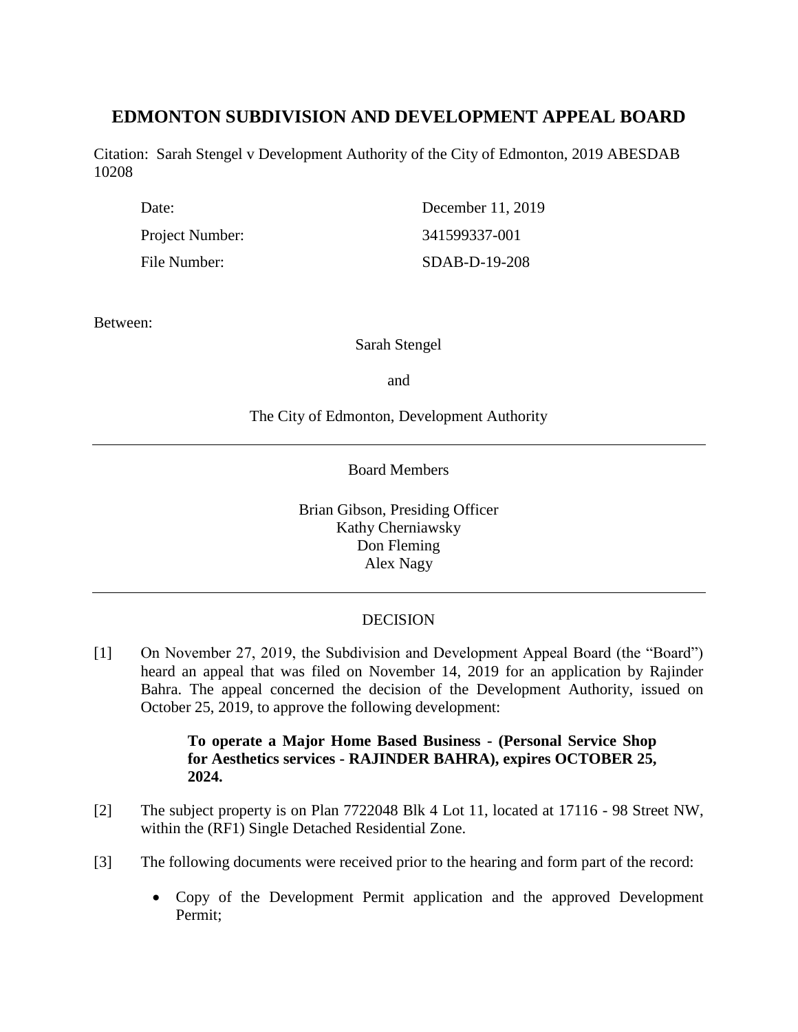# EDMONTON SUBDIVISION AND DEVELOPMENT APPEAL BOARD

Citation: Sarah Stengel v Development Authority of the City of Edmonton, 2019 ABESDAB 10208

| | |
|---|---|
| Date: | December 11, 2019 |
| Project Number: | 341599337-001 |
| File Number: | SDAB-D-19-208 |

Between:

Sarah Stengel

and

The City of Edmonton, Development Authority

---

Board Members

Brian Gibson, Presiding Officer
Kathy Cherniawsky
Don Fleming
Alex Nagy

---

DECISION

[1] On November 27, 2019, the Subdivision and Development Appeal Board (the "Board") heard an appeal that was filed on November 14, 2019 for an application by Rajinder Bahra. The appeal concerned the decision of the Development Authority, issued on October 25, 2019, to approve the following development:

> **To operate a Major Home Based Business - (Personal Service Shop for Aesthetics services - RAJINDER BAHRA), expires OCTOBER 25, 2024.**

[2] The subject property is on Plan 7722048 Blk 4 Lot 11, located at 17116 - 98 Street NW, within the (RF1) Single Detached Residential Zone.

[3] The following documents were received prior to the hearing and form part of the record:

- Copy of the Development Permit application and the approved Development Permit;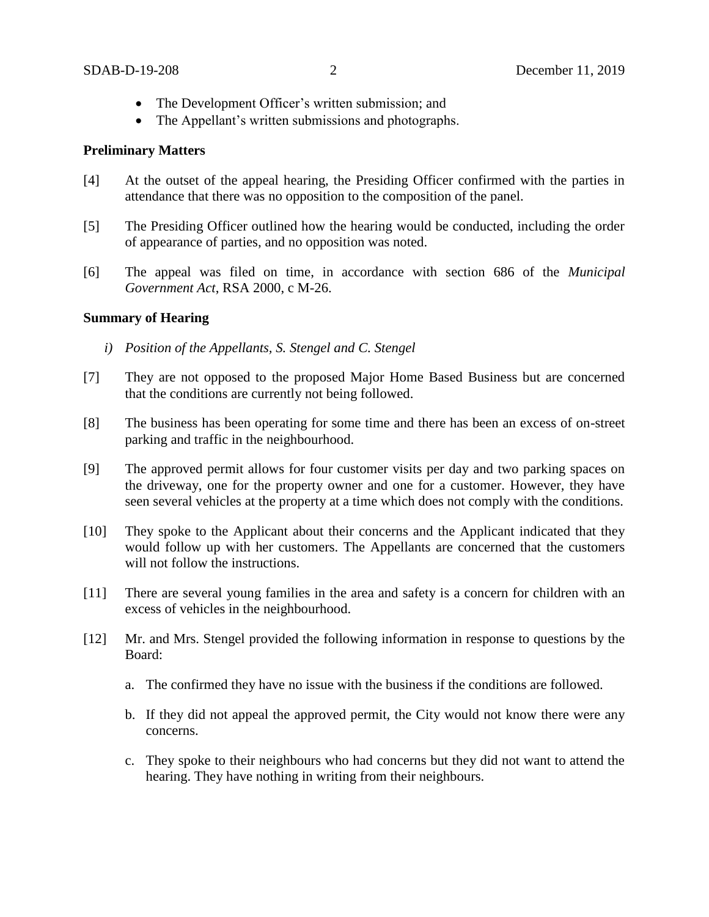- The Development Officer's written submission; and
- The Appellant's written submissions and photographs.

### Preliminary Matters

[4] At the outset of the appeal hearing, the Presiding Officer confirmed with the parties in attendance that there was no opposition to the composition of the panel.

[5] The Presiding Officer outlined how the hearing would be conducted, including the order of appearance of parties, and no opposition was noted.

[6] The appeal was filed on time, in accordance with section 686 of the *Municipal Government Act*, RSA 2000, c M-26.

### Summary of Hearing

*i) Position of the Appellants, S. Stengel and C. Stengel*

[7] They are not opposed to the proposed Major Home Based Business but are concerned that the conditions are currently not being followed.

[8] The business has been operating for some time and there has been an excess of on-street parking and traffic in the neighbourhood.

[9] The approved permit allows for four customer visits per day and two parking spaces on the driveway, one for the property owner and one for a customer. However, they have seen several vehicles at the property at a time which does not comply with the conditions.

[10] They spoke to the Applicant about their concerns and the Applicant indicated that they would follow up with her customers. The Appellants are concerned that the customers will not follow the instructions.

[11] There are several young families in the area and safety is a concern for children with an excess of vehicles in the neighbourhood.

[12] Mr. and Mrs. Stengel provided the following information in response to questions by the Board:

a. The confirmed they have no issue with the business if the conditions are followed.

b. If they did not appeal the approved permit, the City would not know there were any concerns.

c. They spoke to their neighbours who had concerns but they did not want to attend the hearing. They have nothing in writing from their neighbours.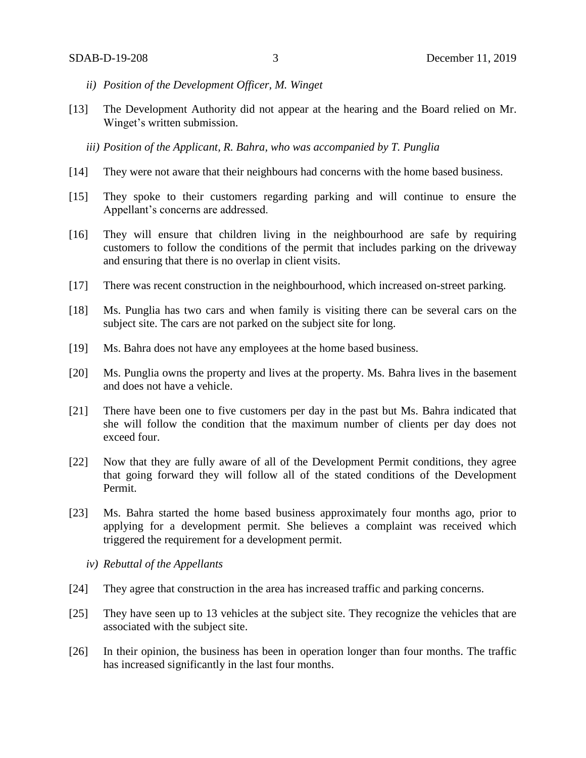*ii) Position of the Development Officer, M. Winget*

[13] The Development Authority did not appear at the hearing and the Board relied on Mr. Winget's written submission.

*iii) Position of the Applicant, R. Bahra, who was accompanied by T. Punglia*

[14] They were not aware that their neighbours had concerns with the home based business.

[15] They spoke to their customers regarding parking and will continue to ensure the Appellant's concerns are addressed.

[16] They will ensure that children living in the neighbourhood are safe by requiring customers to follow the conditions of the permit that includes parking on the driveway and ensuring that there is no overlap in client visits.

[17] There was recent construction in the neighbourhood, which increased on-street parking.

[18] Ms. Punglia has two cars and when family is visiting there can be several cars on the subject site. The cars are not parked on the subject site for long.

[19] Ms. Bahra does not have any employees at the home based business.

[20] Ms. Punglia owns the property and lives at the property. Ms. Bahra lives in the basement and does not have a vehicle.

[21] There have been one to five customers per day in the past but Ms. Bahra indicated that she will follow the condition that the maximum number of clients per day does not exceed four.

[22] Now that they are fully aware of all of the Development Permit conditions, they agree that going forward they will follow all of the stated conditions of the Development Permit.

[23] Ms. Bahra started the home based business approximately four months ago, prior to applying for a development permit. She believes a complaint was received which triggered the requirement for a development permit.

*iv) Rebuttal of the Appellants*

[24] They agree that construction in the area has increased traffic and parking concerns.

[25] They have seen up to 13 vehicles at the subject site. They recognize the vehicles that are associated with the subject site.

[26] In their opinion, the business has been in operation longer than four months. The traffic has increased significantly in the last four months.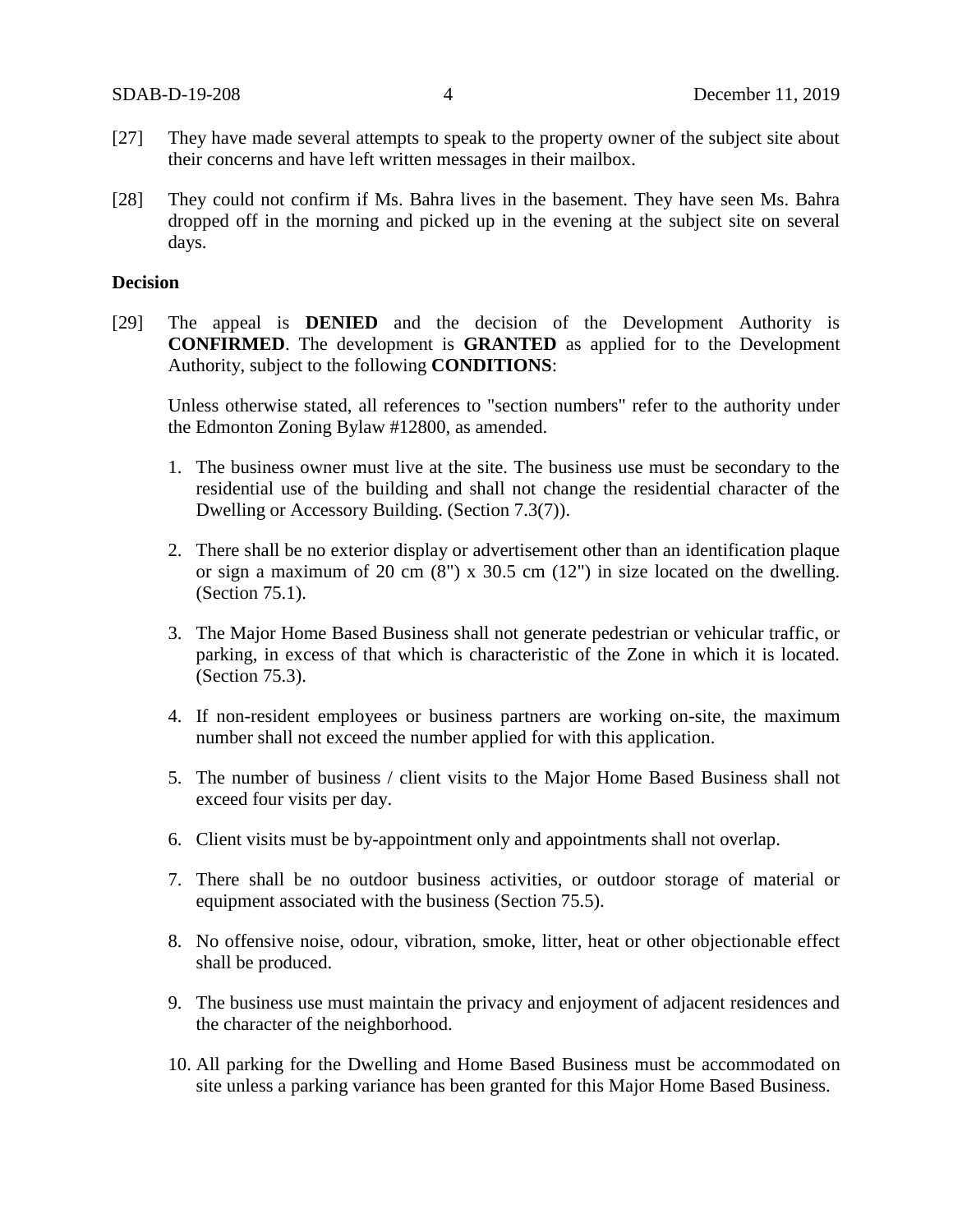[27] They have made several attempts to speak to the property owner of the subject site about their concerns and have left written messages in their mailbox.

[28] They could not confirm if Ms. Bahra lives in the basement. They have seen Ms. Bahra dropped off in the morning and picked up in the evening at the subject site on several days.

**Decision**

[29] The appeal is **DENIED** and the decision of the Development Authority is **CONFIRMED**. The development is **GRANTED** as applied for to the Development Authority, subject to the following **CONDITIONS**:

Unless otherwise stated, all references to "section numbers" refer to the authority under the Edmonton Zoning Bylaw #12800, as amended.

1. The business owner must live at the site. The business use must be secondary to the residential use of the building and shall not change the residential character of the Dwelling or Accessory Building. (Section 7.3(7)).

2. There shall be no exterior display or advertisement other than an identification plaque or sign a maximum of 20 cm (8") x 30.5 cm (12") in size located on the dwelling. (Section 75.1).

3. The Major Home Based Business shall not generate pedestrian or vehicular traffic, or parking, in excess of that which is characteristic of the Zone in which it is located. (Section 75.3).

4. If non-resident employees or business partners are working on-site, the maximum number shall not exceed the number applied for with this application.

5. The number of business / client visits to the Major Home Based Business shall not exceed four visits per day.

6. Client visits must be by-appointment only and appointments shall not overlap.

7. There shall be no outdoor business activities, or outdoor storage of material or equipment associated with the business (Section 75.5).

8. No offensive noise, odour, vibration, smoke, litter, heat or other objectionable effect shall be produced.

9. The business use must maintain the privacy and enjoyment of adjacent residences and the character of the neighborhood.

10. All parking for the Dwelling and Home Based Business must be accommodated on site unless a parking variance has been granted for this Major Home Based Business.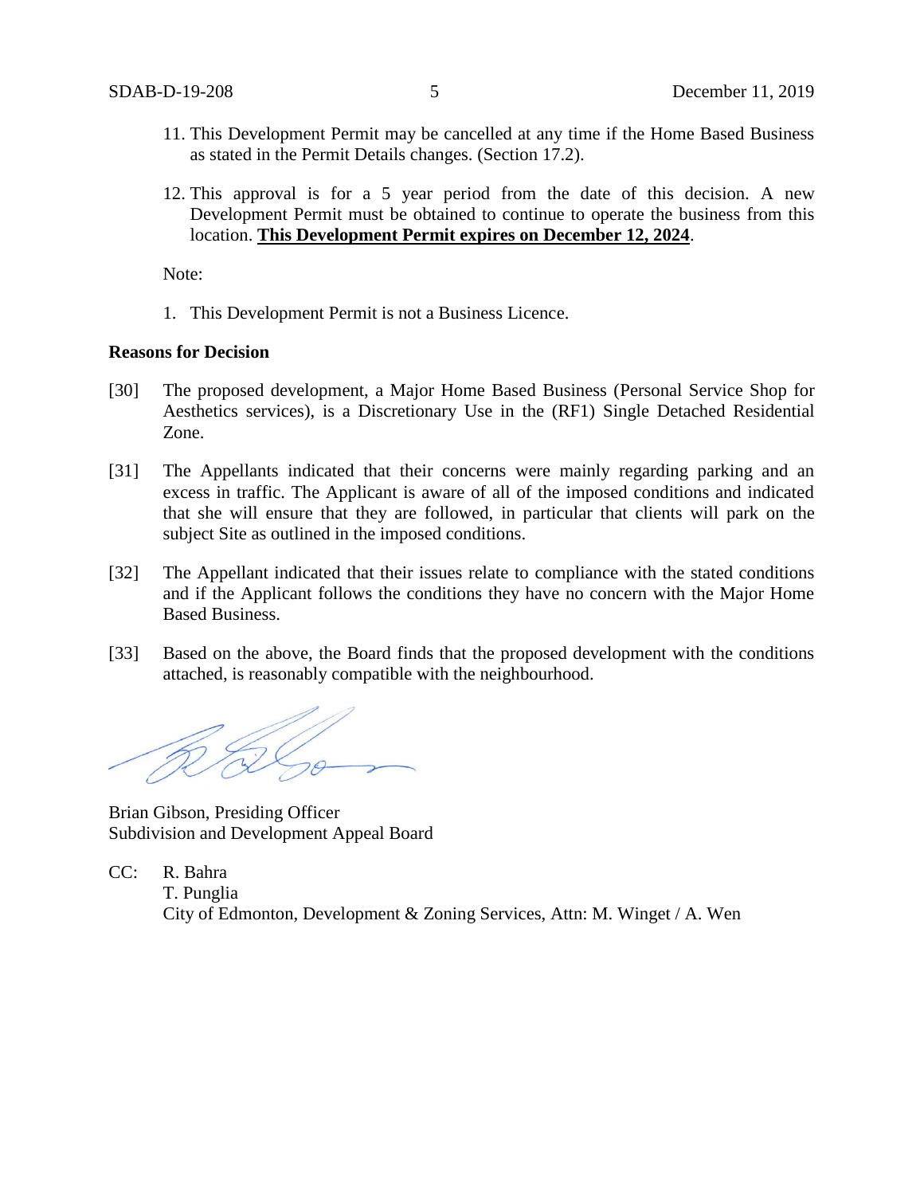11. This Development Permit may be cancelled at any time if the Home Based Business as stated in the Permit Details changes. (Section 17.2).

12. This approval is for a 5 year period from the date of this decision. A new Development Permit must be obtained to continue to operate the business from this location. **<u>This Development Permit expires on December 12, 2024</u>**.

Note:

1. This Development Permit is not a Business Licence.

**Reasons for Decision**

[30] The proposed development, a Major Home Based Business (Personal Service Shop for Aesthetics services), is a Discretionary Use in the (RF1) Single Detached Residential Zone.

[31] The Appellants indicated that their concerns were mainly regarding parking and an excess in traffic. The Applicant is aware of all of the imposed conditions and indicated that she will ensure that they are followed, in particular that clients will park on the subject Site as outlined in the imposed conditions.

[32] The Appellant indicated that their issues relate to compliance with the stated conditions and if the Applicant follows the conditions they have no concern with the Major Home Based Business.

[33] Based on the above, the Board finds that the proposed development with the conditions attached, is reasonably compatible with the neighbourhood.

Brian Gibson, Presiding Officer
Subdivision and Development Appeal Board

CC: R. Bahra
T. Punglia
City of Edmonton, Development & Zoning Services, Attn: M. Winget / A. Wen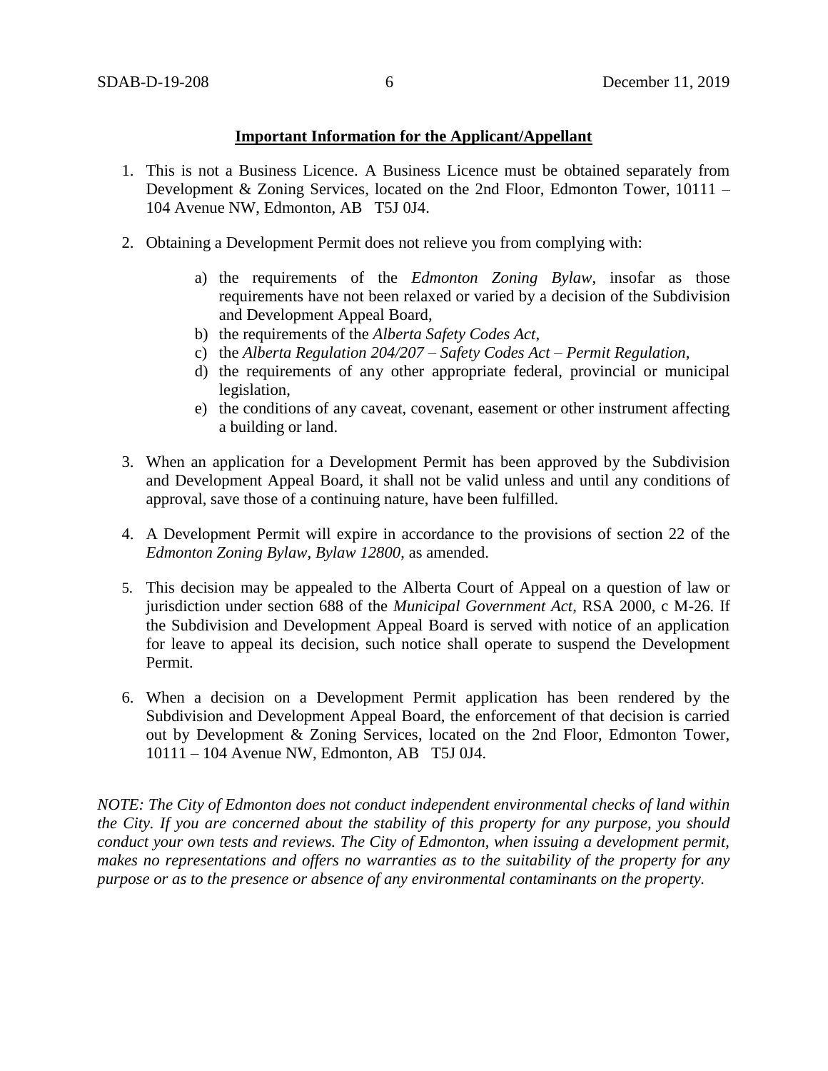**Important Information for the Applicant/Appellant**

1. This is not a Business Licence. A Business Licence must be obtained separately from Development & Zoning Services, located on the 2nd Floor, Edmonton Tower, 10111 – 104 Avenue NW, Edmonton, AB T5J 0J4.

2. Obtaining a Development Permit does not relieve you from complying with:

   a) the requirements of the *Edmonton Zoning Bylaw*, insofar as those requirements have not been relaxed or varied by a decision of the Subdivision and Development Appeal Board,
   b) the requirements of the *Alberta Safety Codes Act*,
   c) the *Alberta Regulation 204/207 – Safety Codes Act – Permit Regulation*,
   d) the requirements of any other appropriate federal, provincial or municipal legislation,
   e) the conditions of any caveat, covenant, easement or other instrument affecting a building or land.

3. When an application for a Development Permit has been approved by the Subdivision and Development Appeal Board, it shall not be valid unless and until any conditions of approval, save those of a continuing nature, have been fulfilled.

4. A Development Permit will expire in accordance to the provisions of section 22 of the *Edmonton Zoning Bylaw, Bylaw 12800*, as amended.

5. This decision may be appealed to the Alberta Court of Appeal on a question of law or jurisdiction under section 688 of the *Municipal Government Act*, RSA 2000, c M-26. If the Subdivision and Development Appeal Board is served with notice of an application for leave to appeal its decision, such notice shall operate to suspend the Development Permit.

6. When a decision on a Development Permit application has been rendered by the Subdivision and Development Appeal Board, the enforcement of that decision is carried out by Development & Zoning Services, located on the 2nd Floor, Edmonton Tower, 10111 – 104 Avenue NW, Edmonton, AB T5J 0J4.

*NOTE: The City of Edmonton does not conduct independent environmental checks of land within the City. If you are concerned about the stability of this property for any purpose, you should conduct your own tests and reviews. The City of Edmonton, when issuing a development permit, makes no representations and offers no warranties as to the suitability of the property for any purpose or as to the presence or absence of any environmental contaminants on the property.*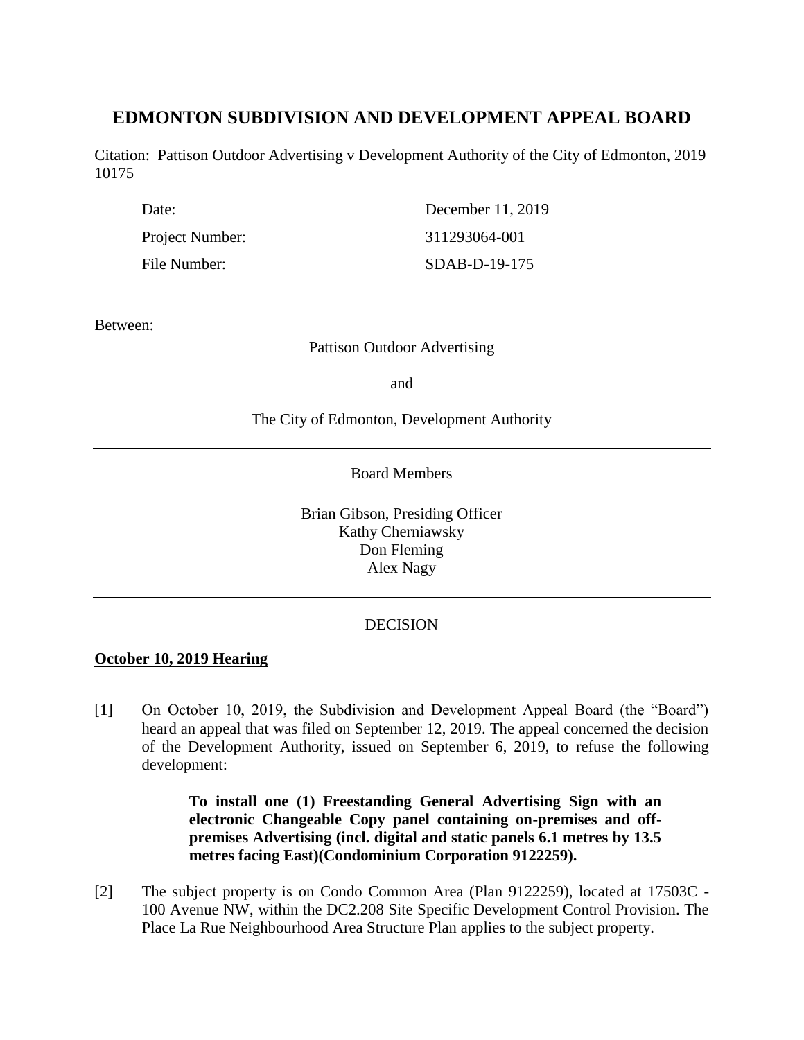# EDMONTON SUBDIVISION AND DEVELOPMENT APPEAL BOARD

Citation: Pattison Outdoor Advertising v Development Authority of the City of Edmonton, 2019 10175

| | |
|---|---|
| Date: | December 11, 2019 |
| Project Number: | 311293064-001 |
| File Number: | SDAB-D-19-175 |

Between:

Pattison Outdoor Advertising

and

The City of Edmonton, Development Authority

---

Board Members

Brian Gibson, Presiding Officer
Kathy Cherniawsky
Don Fleming
Alex Nagy

---

DECISION

**October 10, 2019 Hearing**

[1] On October 10, 2019, the Subdivision and Development Appeal Board (the "Board") heard an appeal that was filed on September 12, 2019. The appeal concerned the decision of the Development Authority, issued on September 6, 2019, to refuse the following development:

> **To install one (1) Freestanding General Advertising Sign with an electronic Changeable Copy panel containing on-premises and off-premises Advertising (incl. digital and static panels 6.1 metres by 13.5 metres facing East)(Condominium Corporation 9122259).**

[2] The subject property is on Condo Common Area (Plan 9122259), located at 17503C - 100 Avenue NW, within the DC2.208 Site Specific Development Control Provision. The Place La Rue Neighbourhood Area Structure Plan applies to the subject property.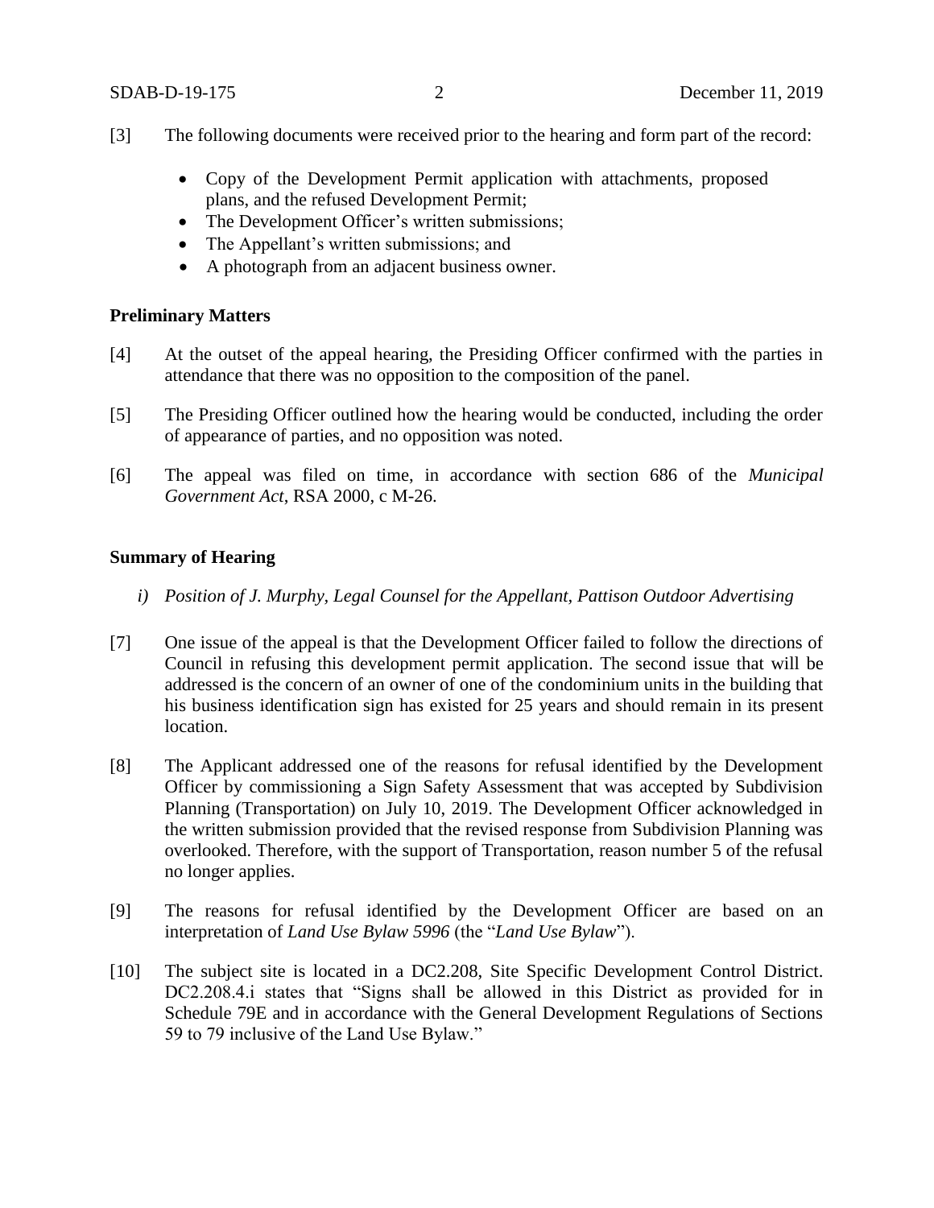[3] The following documents were received prior to the hearing and form part of the record:

- Copy of the Development Permit application with attachments, proposed plans, and the refused Development Permit;
- The Development Officer's written submissions;
- The Appellant's written submissions; and
- A photograph from an adjacent business owner.

**Preliminary Matters**

[4] At the outset of the appeal hearing, the Presiding Officer confirmed with the parties in attendance that there was no opposition to the composition of the panel.

[5] The Presiding Officer outlined how the hearing would be conducted, including the order of appearance of parties, and no opposition was noted.

[6] The appeal was filed on time, in accordance with section 686 of the *Municipal Government Act*, RSA 2000, c M-26.

**Summary of Hearing**

*i) Position of J. Murphy, Legal Counsel for the Appellant, Pattison Outdoor Advertising*

[7] One issue of the appeal is that the Development Officer failed to follow the directions of Council in refusing this development permit application. The second issue that will be addressed is the concern of an owner of one of the condominium units in the building that his business identification sign has existed for 25 years and should remain in its present location.

[8] The Applicant addressed one of the reasons for refusal identified by the Development Officer by commissioning a Sign Safety Assessment that was accepted by Subdivision Planning (Transportation) on July 10, 2019. The Development Officer acknowledged in the written submission provided that the revised response from Subdivision Planning was overlooked. Therefore, with the support of Transportation, reason number 5 of the refusal no longer applies.

[9] The reasons for refusal identified by the Development Officer are based on an interpretation of *Land Use Bylaw 5996* (the "*Land Use Bylaw*").

[10] The subject site is located in a DC2.208, Site Specific Development Control District. DC2.208.4.i states that "Signs shall be allowed in this District as provided for in Schedule 79E and in accordance with the General Development Regulations of Sections 59 to 79 inclusive of the Land Use Bylaw."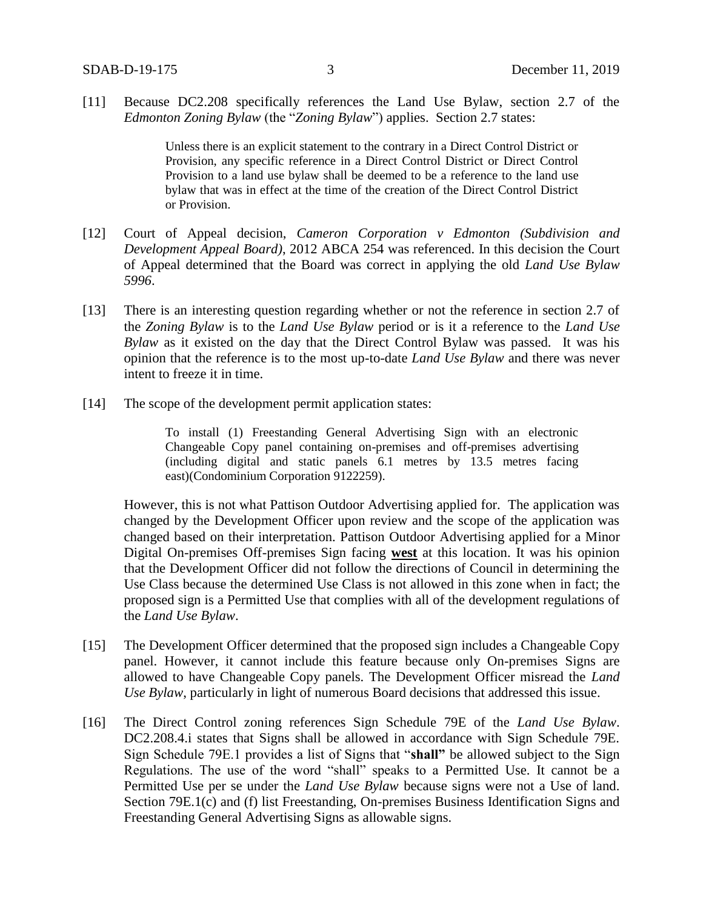[11] Because DC2.208 specifically references the Land Use Bylaw, section 2.7 of the *Edmonton Zoning Bylaw* (the "*Zoning Bylaw*") applies. Section 2.7 states:

> Unless there is an explicit statement to the contrary in a Direct Control District or Provision, any specific reference in a Direct Control District or Direct Control Provision to a land use bylaw shall be deemed to be a reference to the land use bylaw that was in effect at the time of the creation of the Direct Control District or Provision.

[12] Court of Appeal decision, *Cameron Corporation v Edmonton (Subdivision and Development Appeal Board)*, 2012 ABCA 254 was referenced. In this decision the Court of Appeal determined that the Board was correct in applying the old *Land Use Bylaw 5996*.

[13] There is an interesting question regarding whether or not the reference in section 2.7 of the *Zoning Bylaw* is to the *Land Use Bylaw* period or is it a reference to the *Land Use Bylaw* as it existed on the day that the Direct Control Bylaw was passed. It was his opinion that the reference is to the most up-to-date *Land Use Bylaw* and there was never intent to freeze it in time.

[14] The scope of the development permit application states:

> To install (1) Freestanding General Advertising Sign with an electronic Changeable Copy panel containing on-premises and off-premises advertising (including digital and static panels 6.1 metres by 13.5 metres facing east)(Condominium Corporation 9122259).

However, this is not what Pattison Outdoor Advertising applied for. The application was changed by the Development Officer upon review and the scope of the application was changed based on their interpretation. Pattison Outdoor Advertising applied for a Minor Digital On-premises Off-premises Sign facing **west** at this location. It was his opinion that the Development Officer did not follow the directions of Council in determining the Use Class because the determined Use Class is not allowed in this zone when in fact; the proposed sign is a Permitted Use that complies with all of the development regulations of the *Land Use Bylaw*.

[15] The Development Officer determined that the proposed sign includes a Changeable Copy panel. However, it cannot include this feature because only On-premises Signs are allowed to have Changeable Copy panels. The Development Officer misread the *Land Use Bylaw*, particularly in light of numerous Board decisions that addressed this issue.

[16] The Direct Control zoning references Sign Schedule 79E of the *Land Use Bylaw*. DC2.208.4.i states that Signs shall be allowed in accordance with Sign Schedule 79E. Sign Schedule 79E.1 provides a list of Signs that "**shall"** be allowed subject to the Sign Regulations. The use of the word "shall" speaks to a Permitted Use. It cannot be a Permitted Use per se under the *Land Use Bylaw* because signs were not a Use of land. Section 79E.1(c) and (f) list Freestanding, On-premises Business Identification Signs and Freestanding General Advertising Signs as allowable signs.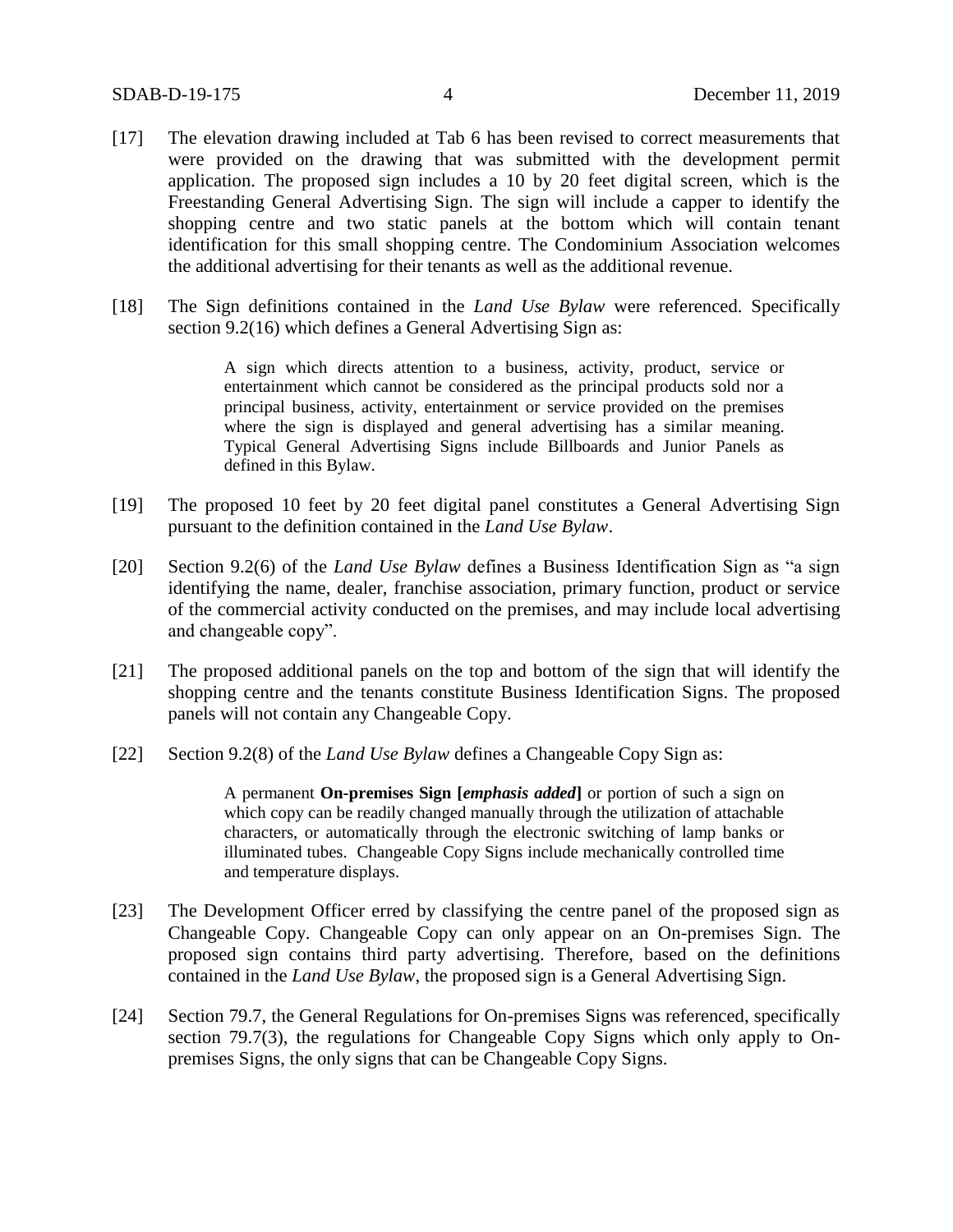[17] The elevation drawing included at Tab 6 has been revised to correct measurements that were provided on the drawing that was submitted with the development permit application. The proposed sign includes a 10 by 20 feet digital screen, which is the Freestanding General Advertising Sign. The sign will include a capper to identify the shopping centre and two static panels at the bottom which will contain tenant identification for this small shopping centre. The Condominium Association welcomes the additional advertising for their tenants as well as the additional revenue.

[18] The Sign definitions contained in the *Land Use Bylaw* were referenced. Specifically section 9.2(16) which defines a General Advertising Sign as:

> A sign which directs attention to a business, activity, product, service or entertainment which cannot be considered as the principal products sold nor a principal business, activity, entertainment or service provided on the premises where the sign is displayed and general advertising has a similar meaning. Typical General Advertising Signs include Billboards and Junior Panels as defined in this Bylaw.

[19] The proposed 10 feet by 20 feet digital panel constitutes a General Advertising Sign pursuant to the definition contained in the *Land Use Bylaw*.

[20] Section 9.2(6) of the *Land Use Bylaw* defines a Business Identification Sign as "a sign identifying the name, dealer, franchise association, primary function, product or service of the commercial activity conducted on the premises, and may include local advertising and changeable copy".

[21] The proposed additional panels on the top and bottom of the sign that will identify the shopping centre and the tenants constitute Business Identification Signs. The proposed panels will not contain any Changeable Copy.

[22] Section 9.2(8) of the *Land Use Bylaw* defines a Changeable Copy Sign as:

> A permanent **On-premises Sign [*emphasis added*]** or portion of such a sign on which copy can be readily changed manually through the utilization of attachable characters, or automatically through the electronic switching of lamp banks or illuminated tubes. Changeable Copy Signs include mechanically controlled time and temperature displays.

[23] The Development Officer erred by classifying the centre panel of the proposed sign as Changeable Copy. Changeable Copy can only appear on an On-premises Sign. The proposed sign contains third party advertising. Therefore, based on the definitions contained in the *Land Use Bylaw*, the proposed sign is a General Advertising Sign.

[24] Section 79.7, the General Regulations for On-premises Signs was referenced, specifically section 79.7(3), the regulations for Changeable Copy Signs which only apply to On-premises Signs, the only signs that can be Changeable Copy Signs.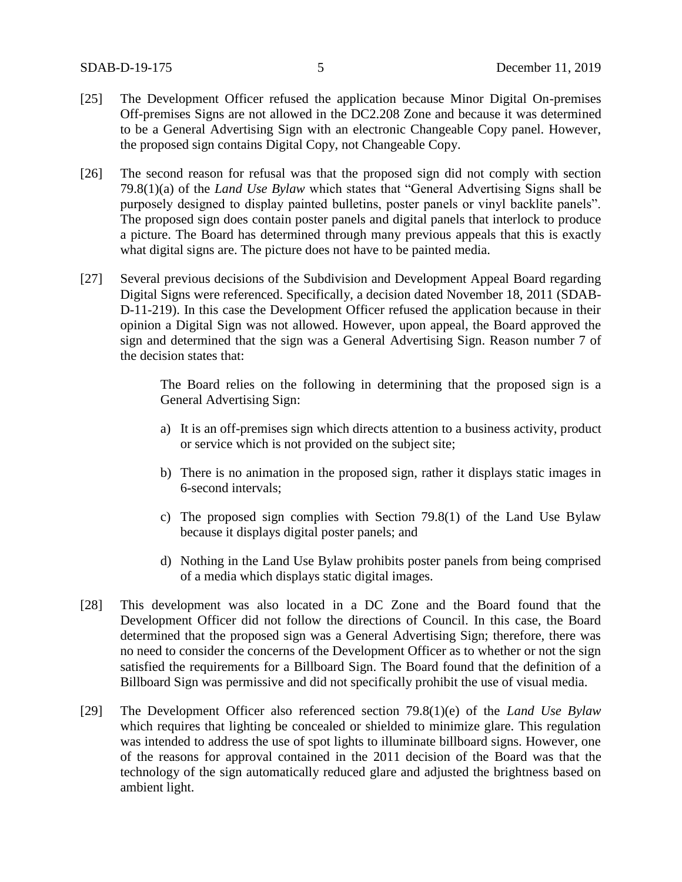[25] The Development Officer refused the application because Minor Digital On-premises Off-premises Signs are not allowed in the DC2.208 Zone and because it was determined to be a General Advertising Sign with an electronic Changeable Copy panel. However, the proposed sign contains Digital Copy, not Changeable Copy.

[26] The second reason for refusal was that the proposed sign did not comply with section 79.8(1)(a) of the *Land Use Bylaw* which states that "General Advertising Signs shall be purposely designed to display painted bulletins, poster panels or vinyl backlite panels". The proposed sign does contain poster panels and digital panels that interlock to produce a picture. The Board has determined through many previous appeals that this is exactly what digital signs are. The picture does not have to be painted media.

[27] Several previous decisions of the Subdivision and Development Appeal Board regarding Digital Signs were referenced. Specifically, a decision dated November 18, 2011 (SDAB-D-11-219). In this case the Development Officer refused the application because in their opinion a Digital Sign was not allowed. However, upon appeal, the Board approved the sign and determined that the sign was a General Advertising Sign. Reason number 7 of the decision states that:

> The Board relies on the following in determining that the proposed sign is a General Advertising Sign:
>
> a) It is an off-premises sign which directs attention to a business activity, product or service which is not provided on the subject site;
>
> b) There is no animation in the proposed sign, rather it displays static images in 6-second intervals;
>
> c) The proposed sign complies with Section 79.8(1) of the Land Use Bylaw because it displays digital poster panels; and
>
> d) Nothing in the Land Use Bylaw prohibits poster panels from being comprised of a media which displays static digital images.

[28] This development was also located in a DC Zone and the Board found that the Development Officer did not follow the directions of Council. In this case, the Board determined that the proposed sign was a General Advertising Sign; therefore, there was no need to consider the concerns of the Development Officer as to whether or not the sign satisfied the requirements for a Billboard Sign. The Board found that the definition of a Billboard Sign was permissive and did not specifically prohibit the use of visual media.

[29] The Development Officer also referenced section 79.8(1)(e) of the *Land Use Bylaw* which requires that lighting be concealed or shielded to minimize glare. This regulation was intended to address the use of spot lights to illuminate billboard signs. However, one of the reasons for approval contained in the 2011 decision of the Board was that the technology of the sign automatically reduced glare and adjusted the brightness based on ambient light.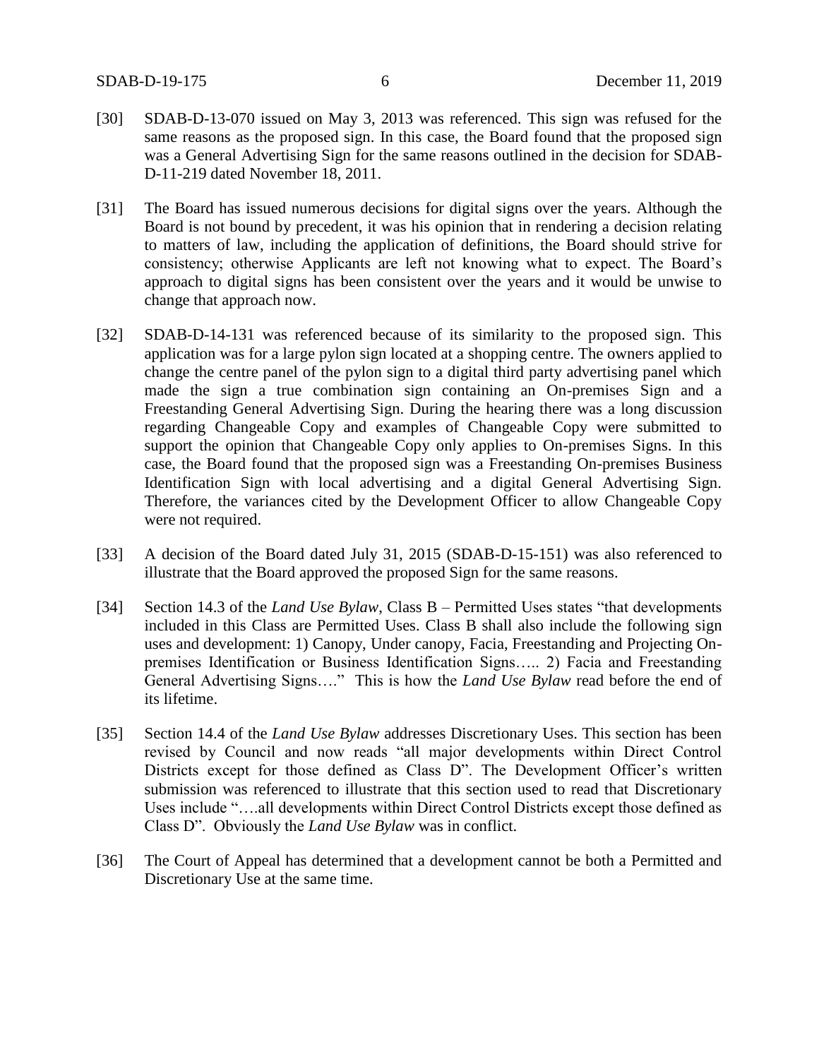[30] SDAB-D-13-070 issued on May 3, 2013 was referenced. This sign was refused for the same reasons as the proposed sign. In this case, the Board found that the proposed sign was a General Advertising Sign for the same reasons outlined in the decision for SDAB-D-11-219 dated November 18, 2011.

[31] The Board has issued numerous decisions for digital signs over the years. Although the Board is not bound by precedent, it was his opinion that in rendering a decision relating to matters of law, including the application of definitions, the Board should strive for consistency; otherwise Applicants are left not knowing what to expect. The Board's approach to digital signs has been consistent over the years and it would be unwise to change that approach now.

[32] SDAB-D-14-131 was referenced because of its similarity to the proposed sign. This application was for a large pylon sign located at a shopping centre. The owners applied to change the centre panel of the pylon sign to a digital third party advertising panel which made the sign a true combination sign containing an On-premises Sign and a Freestanding General Advertising Sign. During the hearing there was a long discussion regarding Changeable Copy and examples of Changeable Copy were submitted to support the opinion that Changeable Copy only applies to On-premises Signs. In this case, the Board found that the proposed sign was a Freestanding On-premises Business Identification Sign with local advertising and a digital General Advertising Sign. Therefore, the variances cited by the Development Officer to allow Changeable Copy were not required.

[33] A decision of the Board dated July 31, 2015 (SDAB-D-15-151) was also referenced to illustrate that the Board approved the proposed Sign for the same reasons.

[34] Section 14.3 of the *Land Use Bylaw*, Class B – Permitted Uses states "that developments included in this Class are Permitted Uses. Class B shall also include the following sign uses and development: 1) Canopy, Under canopy, Facia, Freestanding and Projecting On-premises Identification or Business Identification Signs….. 2) Facia and Freestanding General Advertising Signs…." This is how the *Land Use Bylaw* read before the end of its lifetime.

[35] Section 14.4 of the *Land Use Bylaw* addresses Discretionary Uses. This section has been revised by Council and now reads "all major developments within Direct Control Districts except for those defined as Class D". The Development Officer's written submission was referenced to illustrate that this section used to read that Discretionary Uses include "….all developments within Direct Control Districts except those defined as Class D". Obviously the *Land Use Bylaw* was in conflict.

[36] The Court of Appeal has determined that a development cannot be both a Permitted and Discretionary Use at the same time.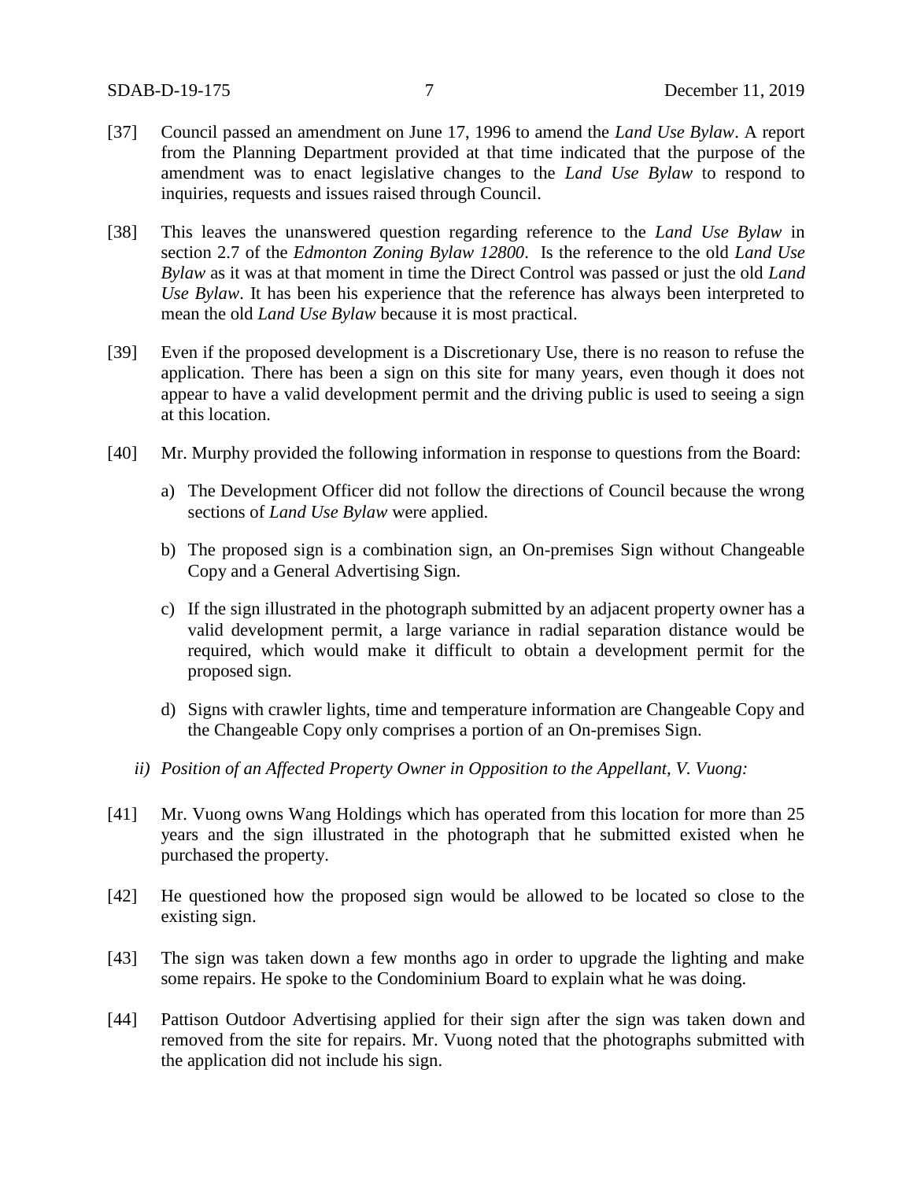[37] Council passed an amendment on June 17, 1996 to amend the *Land Use Bylaw*. A report from the Planning Department provided at that time indicated that the purpose of the amendment was to enact legislative changes to the *Land Use Bylaw* to respond to inquiries, requests and issues raised through Council.

[38] This leaves the unanswered question regarding reference to the *Land Use Bylaw* in section 2.7 of the *Edmonton Zoning Bylaw 12800*. Is the reference to the old *Land Use Bylaw* as it was at that moment in time the Direct Control was passed or just the old *Land Use Bylaw*. It has been his experience that the reference has always been interpreted to mean the old *Land Use Bylaw* because it is most practical.

[39] Even if the proposed development is a Discretionary Use, there is no reason to refuse the application. There has been a sign on this site for many years, even though it does not appear to have a valid development permit and the driving public is used to seeing a sign at this location.

[40] Mr. Murphy provided the following information in response to questions from the Board:

a) The Development Officer did not follow the directions of Council because the wrong sections of *Land Use Bylaw* were applied.

b) The proposed sign is a combination sign, an On-premises Sign without Changeable Copy and a General Advertising Sign.

c) If the sign illustrated in the photograph submitted by an adjacent property owner has a valid development permit, a large variance in radial separation distance would be required, which would make it difficult to obtain a development permit for the proposed sign.

d) Signs with crawler lights, time and temperature information are Changeable Copy and the Changeable Copy only comprises a portion of an On-premises Sign.

*ii) Position of an Affected Property Owner in Opposition to the Appellant, V. Vuong:*

[41] Mr. Vuong owns Wang Holdings which has operated from this location for more than 25 years and the sign illustrated in the photograph that he submitted existed when he purchased the property.

[42] He questioned how the proposed sign would be allowed to be located so close to the existing sign.

[43] The sign was taken down a few months ago in order to upgrade the lighting and make some repairs. He spoke to the Condominium Board to explain what he was doing.

[44] Pattison Outdoor Advertising applied for their sign after the sign was taken down and removed from the site for repairs. Mr. Vuong noted that the photographs submitted with the application did not include his sign.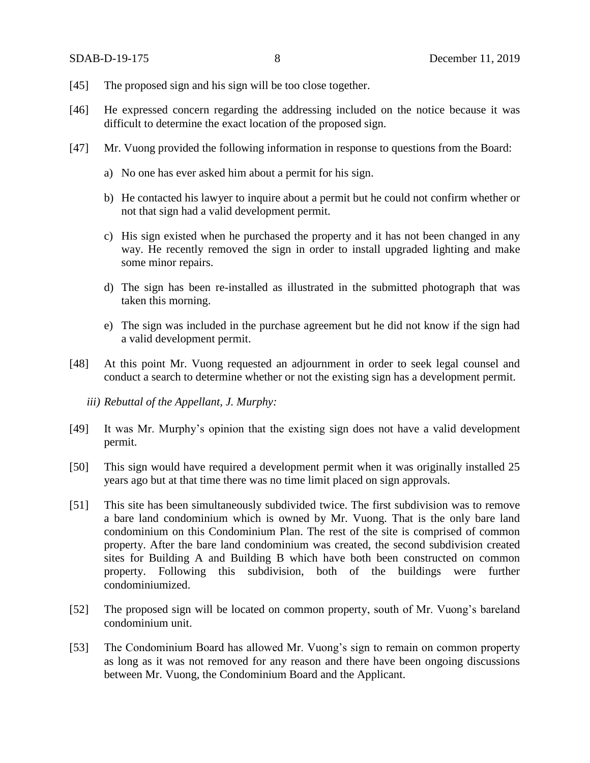[45] The proposed sign and his sign will be too close together.

[46] He expressed concern regarding the addressing included on the notice because it was difficult to determine the exact location of the proposed sign.

[47] Mr. Vuong provided the following information in response to questions from the Board:

a) No one has ever asked him about a permit for his sign.

b) He contacted his lawyer to inquire about a permit but he could not confirm whether or not that sign had a valid development permit.

c) His sign existed when he purchased the property and it has not been changed in any way. He recently removed the sign in order to install upgraded lighting and make some minor repairs.

d) The sign has been re-installed as illustrated in the submitted photograph that was taken this morning.

e) The sign was included in the purchase agreement but he did not know if the sign had a valid development permit.

[48] At this point Mr. Vuong requested an adjournment in order to seek legal counsel and conduct a search to determine whether or not the existing sign has a development permit.

*iii) Rebuttal of the Appellant, J. Murphy:*

[49] It was Mr. Murphy's opinion that the existing sign does not have a valid development permit.

[50] This sign would have required a development permit when it was originally installed 25 years ago but at that time there was no time limit placed on sign approvals.

[51] This site has been simultaneously subdivided twice. The first subdivision was to remove a bare land condominium which is owned by Mr. Vuong. That is the only bare land condominium on this Condominium Plan. The rest of the site is comprised of common property. After the bare land condominium was created, the second subdivision created sites for Building A and Building B which have both been constructed on common property. Following this subdivision, both of the buildings were further condominiumized.

[52] The proposed sign will be located on common property, south of Mr. Vuong's bareland condominium unit.

[53] The Condominium Board has allowed Mr. Vuong's sign to remain on common property as long as it was not removed for any reason and there have been ongoing discussions between Mr. Vuong, the Condominium Board and the Applicant.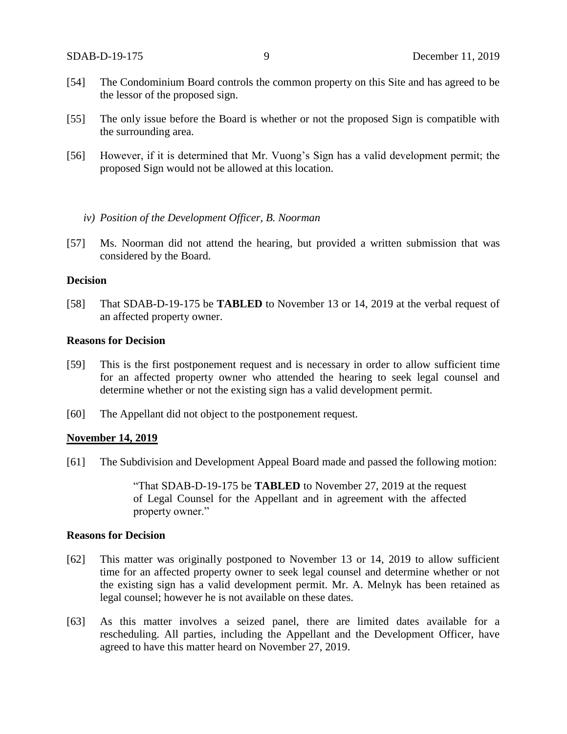[54] The Condominium Board controls the common property on this Site and has agreed to be the lessor of the proposed sign.

[55] The only issue before the Board is whether or not the proposed Sign is compatible with the surrounding area.

[56] However, if it is determined that Mr. Vuong's Sign has a valid development permit; the proposed Sign would not be allowed at this location.

*iv) Position of the Development Officer, B. Noorman*

[57] Ms. Noorman did not attend the hearing, but provided a written submission that was considered by the Board.

**Decision**

[58] That SDAB-D-19-175 be **TABLED** to November 13 or 14, 2019 at the verbal request of an affected property owner.

**Reasons for Decision**

[59] This is the first postponement request and is necessary in order to allow sufficient time for an affected property owner who attended the hearing to seek legal counsel and determine whether or not the existing sign has a valid development permit.

[60] The Appellant did not object to the postponement request.

**<u>November 14, 2019</u>**

[61] The Subdivision and Development Appeal Board made and passed the following motion:

> "That SDAB-D-19-175 be **TABLED** to November 27, 2019 at the request of Legal Counsel for the Appellant and in agreement with the affected property owner."

**Reasons for Decision**

[62] This matter was originally postponed to November 13 or 14, 2019 to allow sufficient time for an affected property owner to seek legal counsel and determine whether or not the existing sign has a valid development permit. Mr. A. Melnyk has been retained as legal counsel; however he is not available on these dates.

[63] As this matter involves a seized panel, there are limited dates available for a rescheduling. All parties, including the Appellant and the Development Officer, have agreed to have this matter heard on November 27, 2019.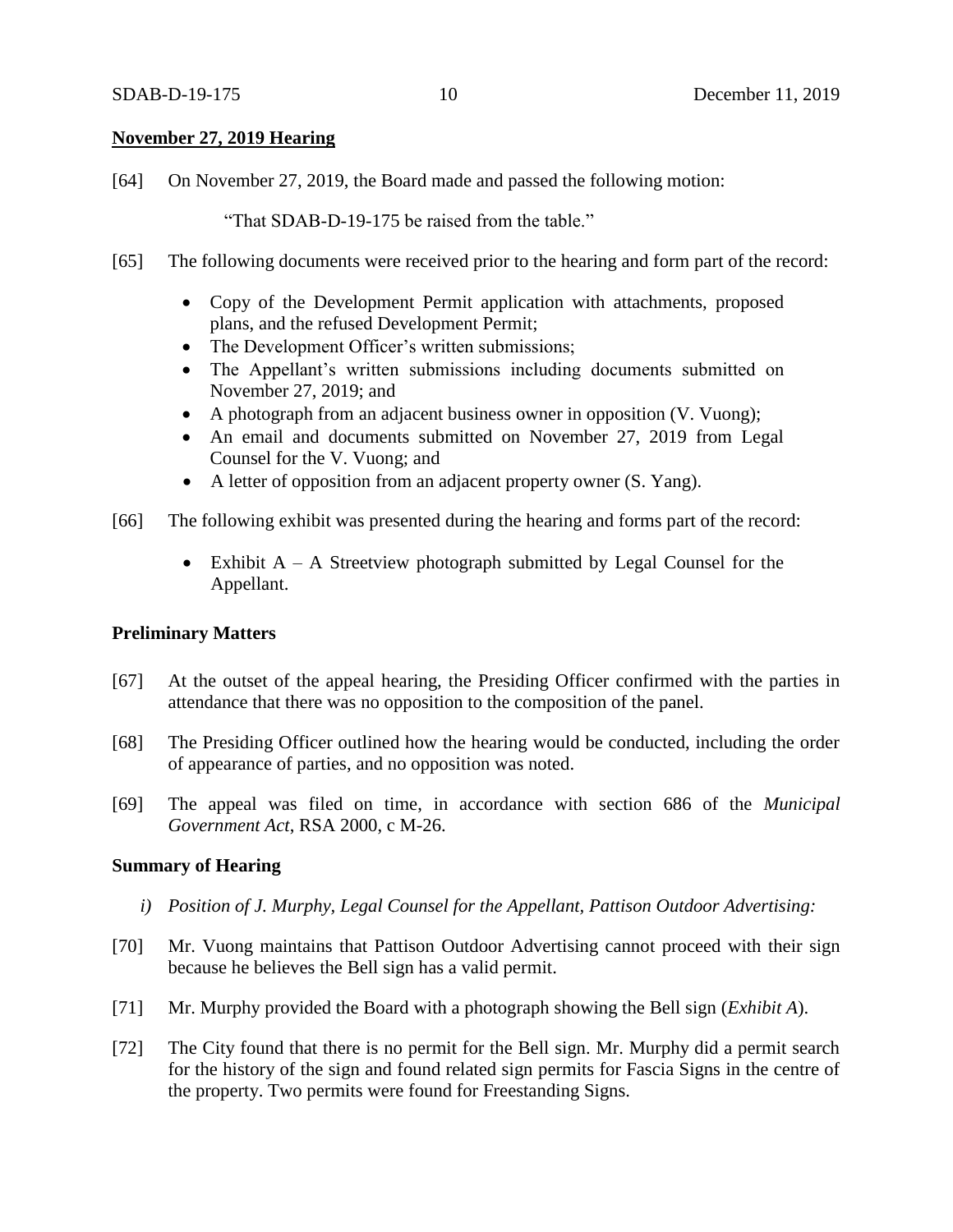**November 27, 2019 Hearing**

[64] On November 27, 2019, the Board made and passed the following motion:

"That SDAB-D-19-175 be raised from the table."

[65] The following documents were received prior to the hearing and form part of the record:

- Copy of the Development Permit application with attachments, proposed plans, and the refused Development Permit;
- The Development Officer's written submissions;
- The Appellant's written submissions including documents submitted on November 27, 2019; and
- A photograph from an adjacent business owner in opposition (V. Vuong);
- An email and documents submitted on November 27, 2019 from Legal Counsel for the V. Vuong; and
- A letter of opposition from an adjacent property owner (S. Yang).

[66] The following exhibit was presented during the hearing and forms part of the record:

- Exhibit A – A Streetview photograph submitted by Legal Counsel for the Appellant.

**Preliminary Matters**

[67] At the outset of the appeal hearing, the Presiding Officer confirmed with the parties in attendance that there was no opposition to the composition of the panel.

[68] The Presiding Officer outlined how the hearing would be conducted, including the order of appearance of parties, and no opposition was noted.

[69] The appeal was filed on time, in accordance with section 686 of the *Municipal Government Act*, RSA 2000, c M-26.

**Summary of Hearing**

*i) Position of J. Murphy, Legal Counsel for the Appellant, Pattison Outdoor Advertising:*

[70] Mr. Vuong maintains that Pattison Outdoor Advertising cannot proceed with their sign because he believes the Bell sign has a valid permit.

[71] Mr. Murphy provided the Board with a photograph showing the Bell sign (*Exhibit A*).

[72] The City found that there is no permit for the Bell sign. Mr. Murphy did a permit search for the history of the sign and found related sign permits for Fascia Signs in the centre of the property. Two permits were found for Freestanding Signs.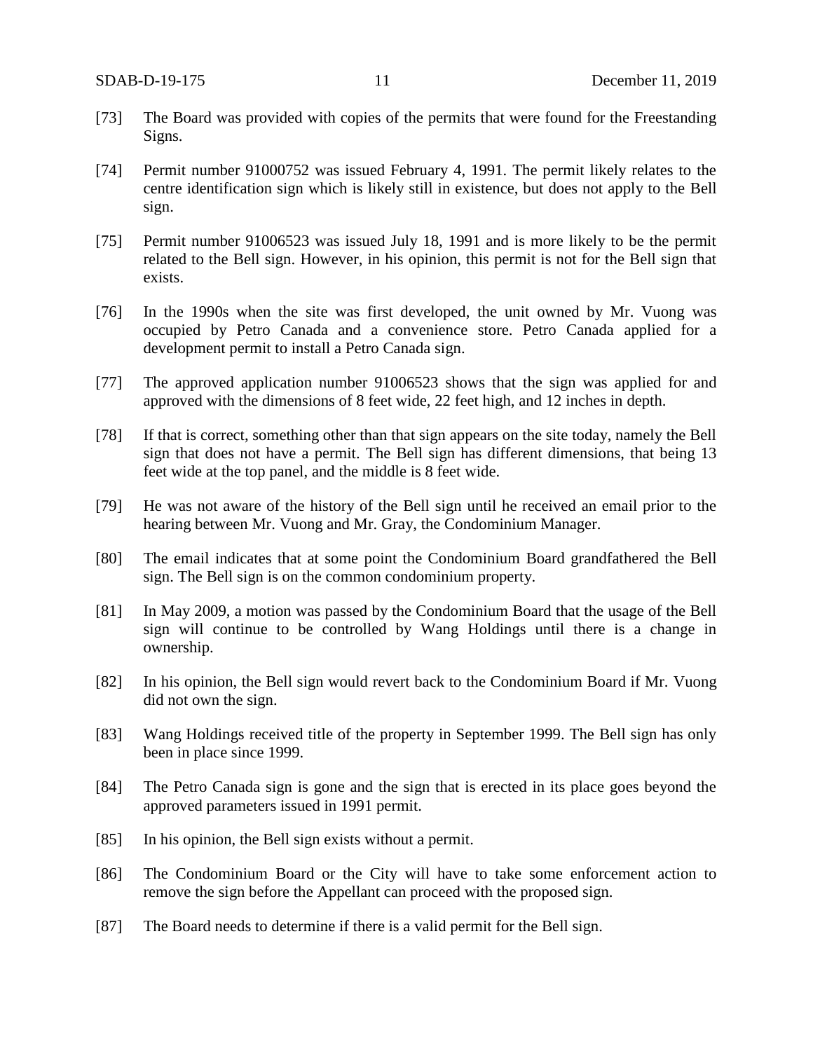[73] The Board was provided with copies of the permits that were found for the Freestanding Signs.

[74] Permit number 91000752 was issued February 4, 1991. The permit likely relates to the centre identification sign which is likely still in existence, but does not apply to the Bell sign.

[75] Permit number 91006523 was issued July 18, 1991 and is more likely to be the permit related to the Bell sign. However, in his opinion, this permit is not for the Bell sign that exists.

[76] In the 1990s when the site was first developed, the unit owned by Mr. Vuong was occupied by Petro Canada and a convenience store. Petro Canada applied for a development permit to install a Petro Canada sign.

[77] The approved application number 91006523 shows that the sign was applied for and approved with the dimensions of 8 feet wide, 22 feet high, and 12 inches in depth.

[78] If that is correct, something other than that sign appears on the site today, namely the Bell sign that does not have a permit. The Bell sign has different dimensions, that being 13 feet wide at the top panel, and the middle is 8 feet wide.

[79] He was not aware of the history of the Bell sign until he received an email prior to the hearing between Mr. Vuong and Mr. Gray, the Condominium Manager.

[80] The email indicates that at some point the Condominium Board grandfathered the Bell sign. The Bell sign is on the common condominium property.

[81] In May 2009, a motion was passed by the Condominium Board that the usage of the Bell sign will continue to be controlled by Wang Holdings until there is a change in ownership.

[82] In his opinion, the Bell sign would revert back to the Condominium Board if Mr. Vuong did not own the sign.

[83] Wang Holdings received title of the property in September 1999. The Bell sign has only been in place since 1999.

[84] The Petro Canada sign is gone and the sign that is erected in its place goes beyond the approved parameters issued in 1991 permit.

[85] In his opinion, the Bell sign exists without a permit.

[86] The Condominium Board or the City will have to take some enforcement action to remove the sign before the Appellant can proceed with the proposed sign.

[87] The Board needs to determine if there is a valid permit for the Bell sign.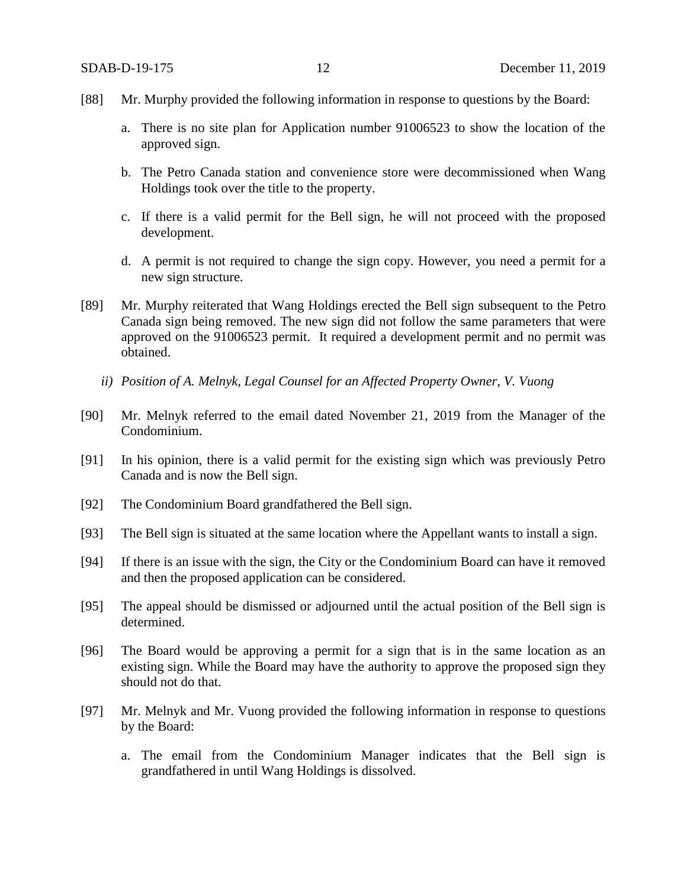[88] Mr. Murphy provided the following information in response to questions by the Board:

a. There is no site plan for Application number 91006523 to show the location of the approved sign.

b. The Petro Canada station and convenience store were decommissioned when Wang Holdings took over the title to the property.

c. If there is a valid permit for the Bell sign, he will not proceed with the proposed development.

d. A permit is not required to change the sign copy. However, you need a permit for a new sign structure.

[89] Mr. Murphy reiterated that Wang Holdings erected the Bell sign subsequent to the Petro Canada sign being removed. The new sign did not follow the same parameters that were approved on the 91006523 permit. It required a development permit and no permit was obtained.

*ii) Position of A. Melnyk, Legal Counsel for an Affected Property Owner, V. Vuong*

[90] Mr. Melnyk referred to the email dated November 21, 2019 from the Manager of the Condominium.

[91] In his opinion, there is a valid permit for the existing sign which was previously Petro Canada and is now the Bell sign.

[92] The Condominium Board grandfathered the Bell sign.

[93] The Bell sign is situated at the same location where the Appellant wants to install a sign.

[94] If there is an issue with the sign, the City or the Condominium Board can have it removed and then the proposed application can be considered.

[95] The appeal should be dismissed or adjourned until the actual position of the Bell sign is determined.

[96] The Board would be approving a permit for a sign that is in the same location as an existing sign. While the Board may have the authority to approve the proposed sign they should not do that.

[97] Mr. Melnyk and Mr. Vuong provided the following information in response to questions by the Board:

a. The email from the Condominium Manager indicates that the Bell sign is grandfathered in until Wang Holdings is dissolved.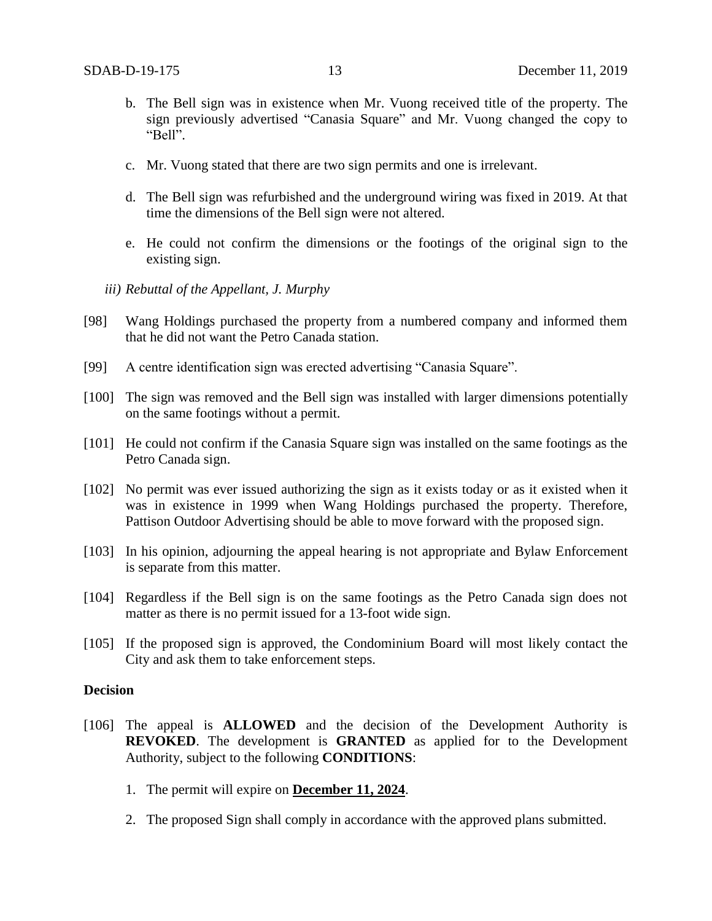b. The Bell sign was in existence when Mr. Vuong received title of the property. The sign previously advertised "Canasia Square" and Mr. Vuong changed the copy to "Bell".

c. Mr. Vuong stated that there are two sign permits and one is irrelevant.

d. The Bell sign was refurbished and the underground wiring was fixed in 2019. At that time the dimensions of the Bell sign were not altered.

e. He could not confirm the dimensions or the footings of the original sign to the existing sign.

*iii) Rebuttal of the Appellant, J. Murphy*

[98] Wang Holdings purchased the property from a numbered company and informed them that he did not want the Petro Canada station.

[99] A centre identification sign was erected advertising "Canasia Square".

[100] The sign was removed and the Bell sign was installed with larger dimensions potentially on the same footings without a permit.

[101] He could not confirm if the Canasia Square sign was installed on the same footings as the Petro Canada sign.

[102] No permit was ever issued authorizing the sign as it exists today or as it existed when it was in existence in 1999 when Wang Holdings purchased the property. Therefore, Pattison Outdoor Advertising should be able to move forward with the proposed sign.

[103] In his opinion, adjourning the appeal hearing is not appropriate and Bylaw Enforcement is separate from this matter.

[104] Regardless if the Bell sign is on the same footings as the Petro Canada sign does not matter as there is no permit issued for a 13-foot wide sign.

[105] If the proposed sign is approved, the Condominium Board will most likely contact the City and ask them to take enforcement steps.

## Decision

[106] The appeal is **ALLOWED** and the decision of the Development Authority is **REVOKED**. The development is **GRANTED** as applied for to the Development Authority, subject to the following **CONDITIONS**:

1. The permit will expire on **December 11, 2024**.
2. The proposed Sign shall comply in accordance with the approved plans submitted.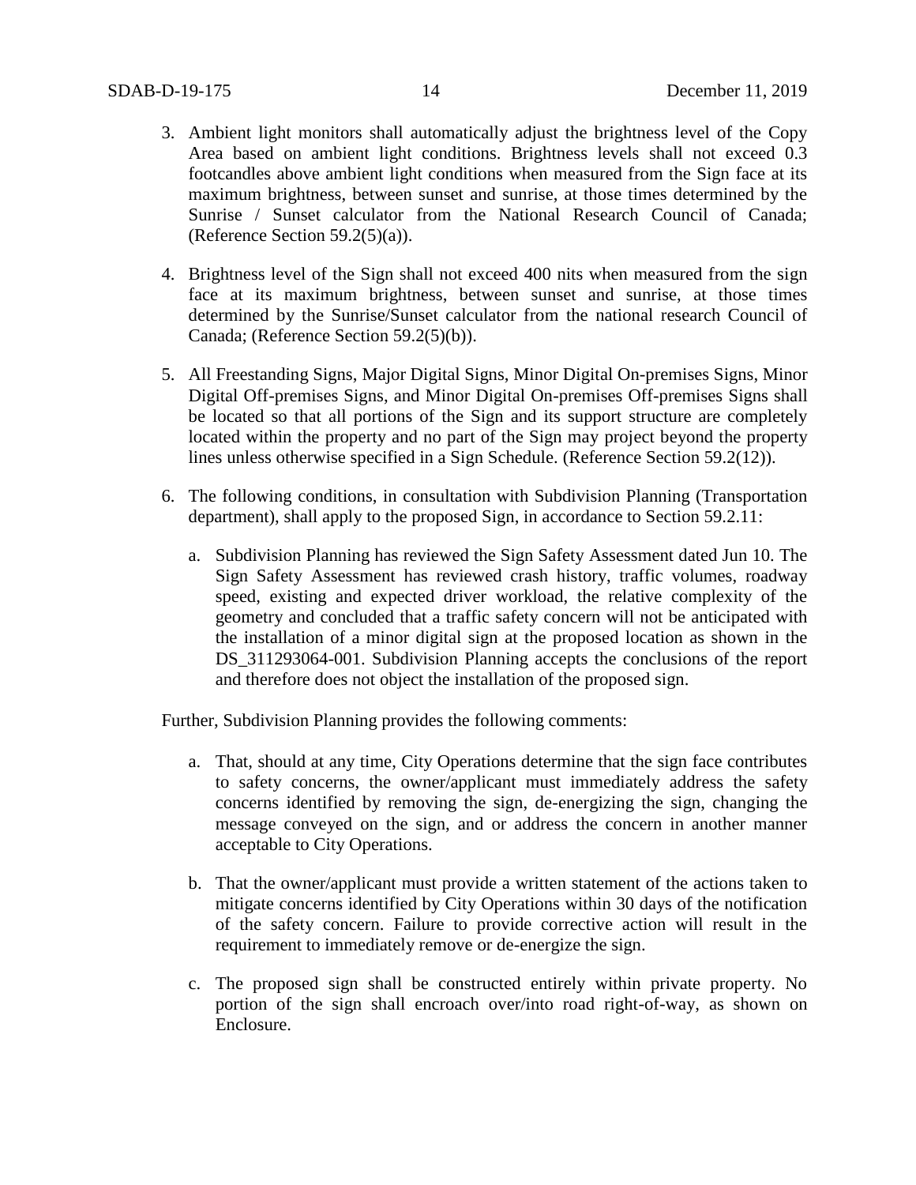3. Ambient light monitors shall automatically adjust the brightness level of the Copy Area based on ambient light conditions. Brightness levels shall not exceed 0.3 footcandles above ambient light conditions when measured from the Sign face at its maximum brightness, between sunset and sunrise, at those times determined by the Sunrise / Sunset calculator from the National Research Council of Canada; (Reference Section 59.2(5)(a)).

4. Brightness level of the Sign shall not exceed 400 nits when measured from the sign face at its maximum brightness, between sunset and sunrise, at those times determined by the Sunrise/Sunset calculator from the national research Council of Canada; (Reference Section 59.2(5)(b)).

5. All Freestanding Signs, Major Digital Signs, Minor Digital On-premises Signs, Minor Digital Off-premises Signs, and Minor Digital On-premises Off-premises Signs shall be located so that all portions of the Sign and its support structure are completely located within the property and no part of the Sign may project beyond the property lines unless otherwise specified in a Sign Schedule. (Reference Section 59.2(12)).

6. The following conditions, in consultation with Subdivision Planning (Transportation department), shall apply to the proposed Sign, in accordance to Section 59.2.11:

   a. Subdivision Planning has reviewed the Sign Safety Assessment dated Jun 10. The Sign Safety Assessment has reviewed crash history, traffic volumes, roadway speed, existing and expected driver workload, the relative complexity of the geometry and concluded that a traffic safety concern will not be anticipated with the installation of a minor digital sign at the proposed location as shown in the DS_311293064-001. Subdivision Planning accepts the conclusions of the report and therefore does not object the installation of the proposed sign.

Further, Subdivision Planning provides the following comments:

   a. That, should at any time, City Operations determine that the sign face contributes to safety concerns, the owner/applicant must immediately address the safety concerns identified by removing the sign, de-energizing the sign, changing the message conveyed on the sign, and or address the concern in another manner acceptable to City Operations.

   b. That the owner/applicant must provide a written statement of the actions taken to mitigate concerns identified by City Operations within 30 days of the notification of the safety concern. Failure to provide corrective action will result in the requirement to immediately remove or de-energize the sign.

   c. The proposed sign shall be constructed entirely within private property. No portion of the sign shall encroach over/into road right-of-way, as shown on Enclosure.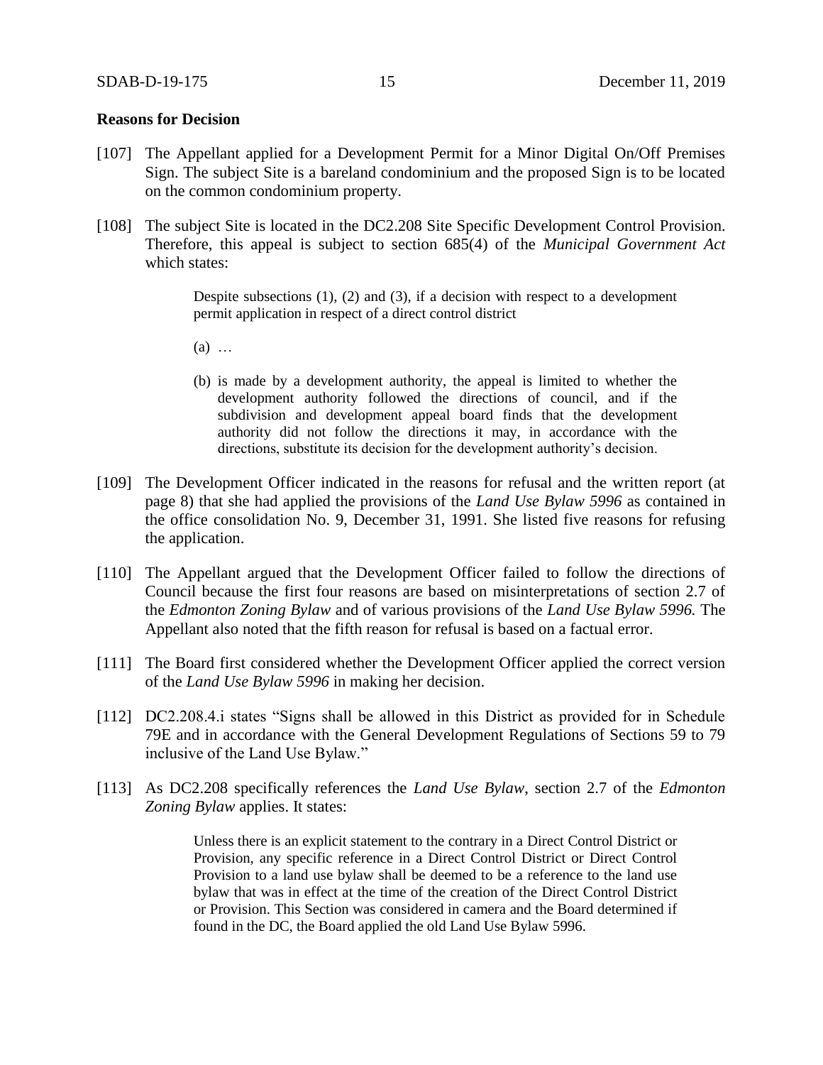**Reasons for Decision**

[107] The Appellant applied for a Development Permit for a Minor Digital On/Off Premises Sign. The subject Site is a bareland condominium and the proposed Sign is to be located on the common condominium property.

[108] The subject Site is located in the DC2.208 Site Specific Development Control Provision. Therefore, this appeal is subject to section 685(4) of the *Municipal Government Act* which states:

> Despite subsections (1), (2) and (3), if a decision with respect to a development permit application in respect of a direct control district
>
> (a) …
>
> (b) is made by a development authority, the appeal is limited to whether the development authority followed the directions of council, and if the subdivision and development appeal board finds that the development authority did not follow the directions it may, in accordance with the directions, substitute its decision for the development authority's decision.

[109] The Development Officer indicated in the reasons for refusal and the written report (at page 8) that she had applied the provisions of the *Land Use Bylaw 5996* as contained in the office consolidation No. 9, December 31, 1991. She listed five reasons for refusing the application.

[110] The Appellant argued that the Development Officer failed to follow the directions of Council because the first four reasons are based on misinterpretations of section 2.7 of the *Edmonton Zoning Bylaw* and of various provisions of the *Land Use Bylaw 5996.* The Appellant also noted that the fifth reason for refusal is based on a factual error.

[111] The Board first considered whether the Development Officer applied the correct version of the *Land Use Bylaw 5996* in making her decision.

[112] DC2.208.4.i states "Signs shall be allowed in this District as provided for in Schedule 79E and in accordance with the General Development Regulations of Sections 59 to 79 inclusive of the Land Use Bylaw."

[113] As DC2.208 specifically references the *Land Use Bylaw*, section 2.7 of the *Edmonton Zoning Bylaw* applies. It states:

> Unless there is an explicit statement to the contrary in a Direct Control District or Provision, any specific reference in a Direct Control District or Direct Control Provision to a land use bylaw shall be deemed to be a reference to the land use bylaw that was in effect at the time of the creation of the Direct Control District or Provision. This Section was considered in camera and the Board determined if found in the DC, the Board applied the old Land Use Bylaw 5996.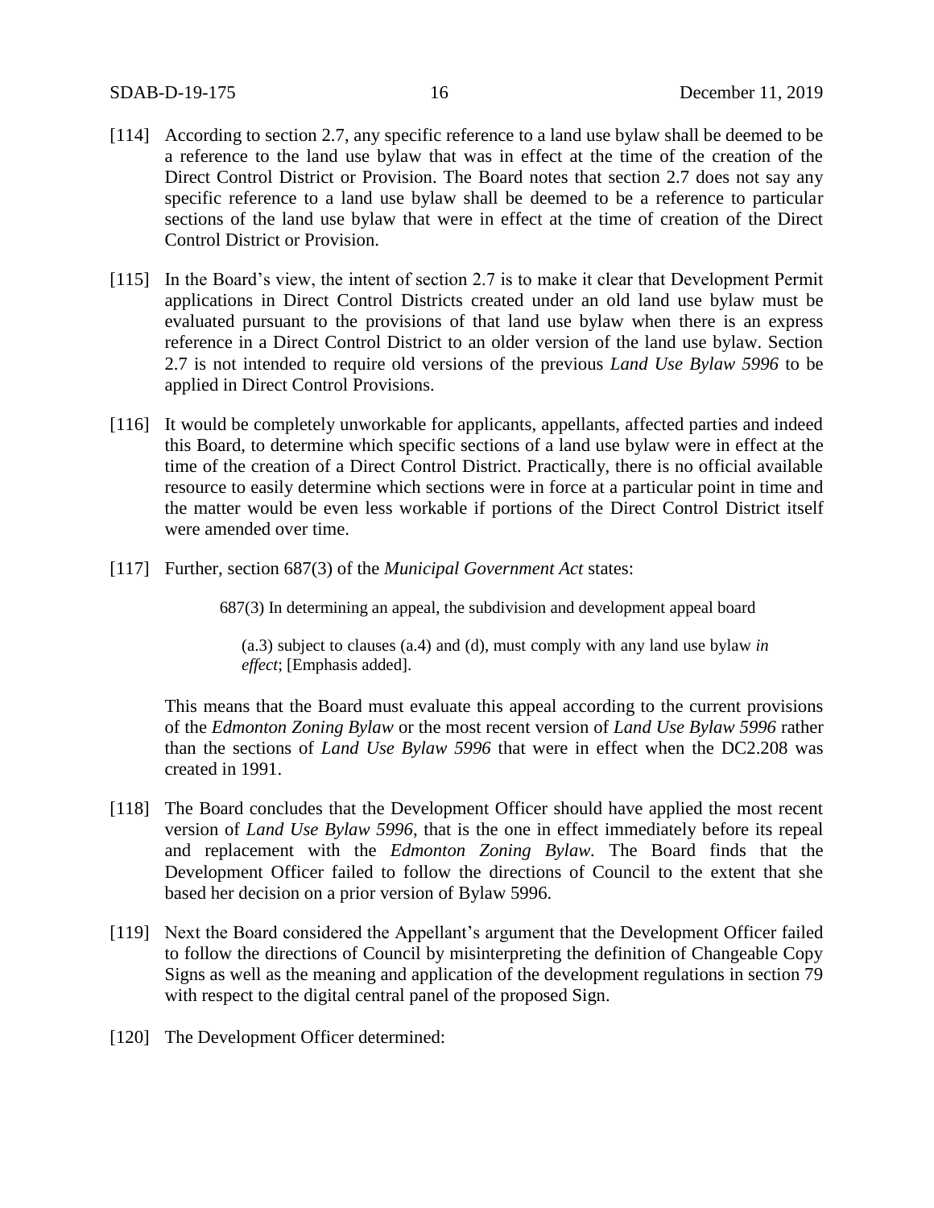[114] According to section 2.7, any specific reference to a land use bylaw shall be deemed to be a reference to the land use bylaw that was in effect at the time of the creation of the Direct Control District or Provision. The Board notes that section 2.7 does not say any specific reference to a land use bylaw shall be deemed to be a reference to particular sections of the land use bylaw that were in effect at the time of creation of the Direct Control District or Provision.

[115] In the Board's view, the intent of section 2.7 is to make it clear that Development Permit applications in Direct Control Districts created under an old land use bylaw must be evaluated pursuant to the provisions of that land use bylaw when there is an express reference in a Direct Control District to an older version of the land use bylaw. Section 2.7 is not intended to require old versions of the previous *Land Use Bylaw 5996* to be applied in Direct Control Provisions.

[116] It would be completely unworkable for applicants, appellants, affected parties and indeed this Board, to determine which specific sections of a land use bylaw were in effect at the time of the creation of a Direct Control District. Practically, there is no official available resource to easily determine which sections were in force at a particular point in time and the matter would be even less workable if portions of the Direct Control District itself were amended over time.

[117] Further, section 687(3) of the *Municipal Government Act* states:

> 687(3) In determining an appeal, the subdivision and development appeal board
>
> > (a.3) subject to clauses (a.4) and (d), must comply with any land use bylaw *in effect*; [Emphasis added].

This means that the Board must evaluate this appeal according to the current provisions of the *Edmonton Zoning Bylaw* or the most recent version of *Land Use Bylaw 5996* rather than the sections of *Land Use Bylaw 5996* that were in effect when the DC2.208 was created in 1991.

[118] The Board concludes that the Development Officer should have applied the most recent version of *Land Use Bylaw 5996*, that is the one in effect immediately before its repeal and replacement with the *Edmonton Zoning Bylaw.* The Board finds that the Development Officer failed to follow the directions of Council to the extent that she based her decision on a prior version of Bylaw 5996.

[119] Next the Board considered the Appellant's argument that the Development Officer failed to follow the directions of Council by misinterpreting the definition of Changeable Copy Signs as well as the meaning and application of the development regulations in section 79 with respect to the digital central panel of the proposed Sign.

[120] The Development Officer determined: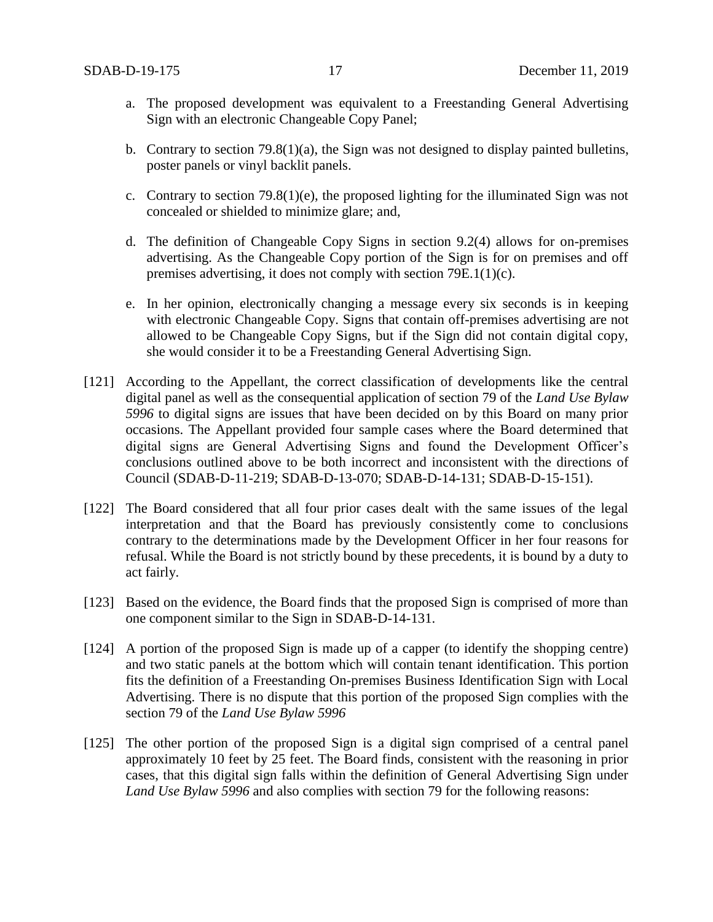a. The proposed development was equivalent to a Freestanding General Advertising Sign with an electronic Changeable Copy Panel;

b. Contrary to section 79.8(1)(a), the Sign was not designed to display painted bulletins, poster panels or vinyl backlit panels.

c. Contrary to section 79.8(1)(e), the proposed lighting for the illuminated Sign was not concealed or shielded to minimize glare; and,

d. The definition of Changeable Copy Signs in section 9.2(4) allows for on-premises advertising. As the Changeable Copy portion of the Sign is for on premises and off premises advertising, it does not comply with section 79E.1(1)(c).

e. In her opinion, electronically changing a message every six seconds is in keeping with electronic Changeable Copy. Signs that contain off-premises advertising are not allowed to be Changeable Copy Signs, but if the Sign did not contain digital copy, she would consider it to be a Freestanding General Advertising Sign.

[121] According to the Appellant, the correct classification of developments like the central digital panel as well as the consequential application of section 79 of the *Land Use Bylaw 5996* to digital signs are issues that have been decided on by this Board on many prior occasions. The Appellant provided four sample cases where the Board determined that digital signs are General Advertising Signs and found the Development Officer's conclusions outlined above to be both incorrect and inconsistent with the directions of Council (SDAB-D-11-219; SDAB-D-13-070; SDAB-D-14-131; SDAB-D-15-151).

[122] The Board considered that all four prior cases dealt with the same issues of the legal interpretation and that the Board has previously consistently come to conclusions contrary to the determinations made by the Development Officer in her four reasons for refusal. While the Board is not strictly bound by these precedents, it is bound by a duty to act fairly.

[123] Based on the evidence, the Board finds that the proposed Sign is comprised of more than one component similar to the Sign in SDAB-D-14-131.

[124] A portion of the proposed Sign is made up of a capper (to identify the shopping centre) and two static panels at the bottom which will contain tenant identification. This portion fits the definition of a Freestanding On-premises Business Identification Sign with Local Advertising. There is no dispute that this portion of the proposed Sign complies with the section 79 of the *Land Use Bylaw 5996*

[125] The other portion of the proposed Sign is a digital sign comprised of a central panel approximately 10 feet by 25 feet. The Board finds, consistent with the reasoning in prior cases, that this digital sign falls within the definition of General Advertising Sign under *Land Use Bylaw 5996* and also complies with section 79 for the following reasons: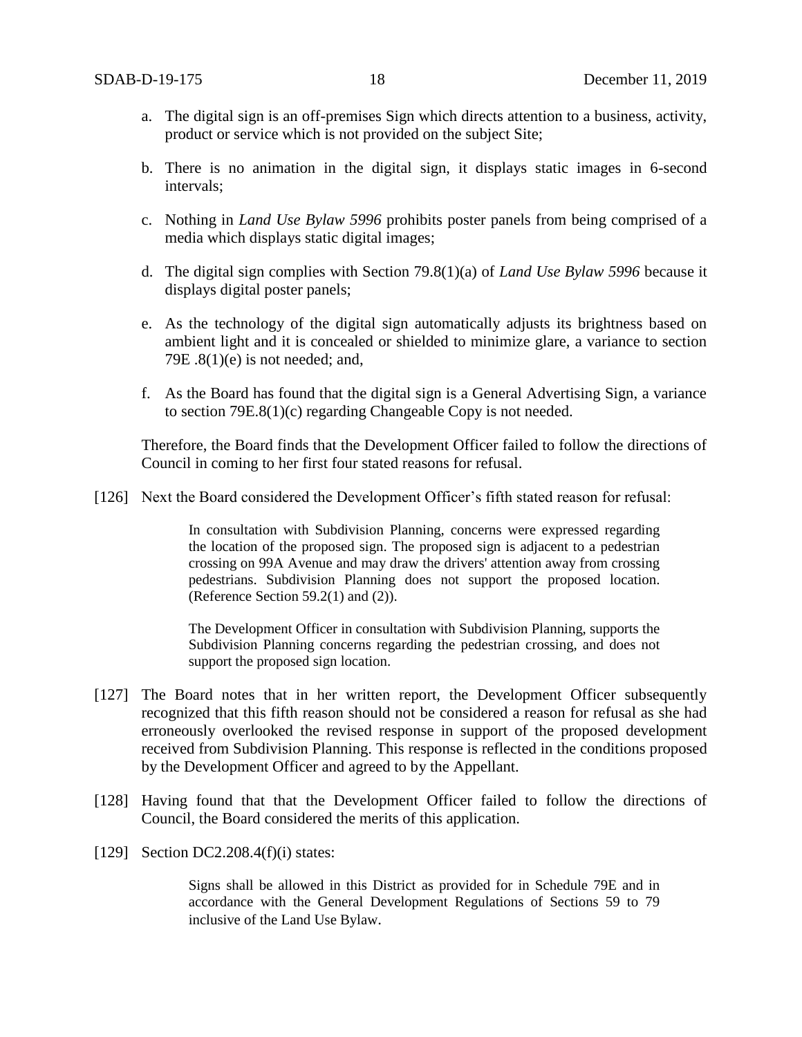a. The digital sign is an off-premises Sign which directs attention to a business, activity, product or service which is not provided on the subject Site;

b. There is no animation in the digital sign, it displays static images in 6-second intervals;

c. Nothing in *Land Use Bylaw 5996* prohibits poster panels from being comprised of a media which displays static digital images;

d. The digital sign complies with Section 79.8(1)(a) of *Land Use Bylaw 5996* because it displays digital poster panels;

e. As the technology of the digital sign automatically adjusts its brightness based on ambient light and it is concealed or shielded to minimize glare, a variance to section 79E .8(1)(e) is not needed; and,

f. As the Board has found that the digital sign is a General Advertising Sign, a variance to section 79E.8(1)(c) regarding Changeable Copy is not needed.

Therefore, the Board finds that the Development Officer failed to follow the directions of Council in coming to her first four stated reasons for refusal.

[126] Next the Board considered the Development Officer's fifth stated reason for refusal:

> In consultation with Subdivision Planning, concerns were expressed regarding the location of the proposed sign. The proposed sign is adjacent to a pedestrian crossing on 99A Avenue and may draw the drivers' attention away from crossing pedestrians. Subdivision Planning does not support the proposed location. (Reference Section 59.2(1) and (2)).
>
> The Development Officer in consultation with Subdivision Planning, supports the Subdivision Planning concerns regarding the pedestrian crossing, and does not support the proposed sign location.

[127] The Board notes that in her written report, the Development Officer subsequently recognized that this fifth reason should not be considered a reason for refusal as she had erroneously overlooked the revised response in support of the proposed development received from Subdivision Planning. This response is reflected in the conditions proposed by the Development Officer and agreed to by the Appellant.

[128] Having found that that the Development Officer failed to follow the directions of Council, the Board considered the merits of this application.

[129] Section DC2.208.4(f)(i) states:

> Signs shall be allowed in this District as provided for in Schedule 79E and in accordance with the General Development Regulations of Sections 59 to 79 inclusive of the Land Use Bylaw.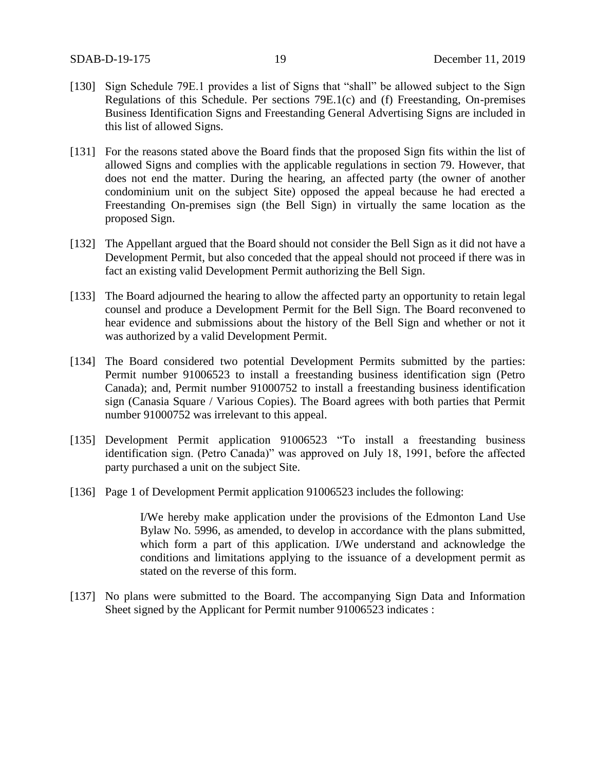[130] Sign Schedule 79E.1 provides a list of Signs that "shall" be allowed subject to the Sign Regulations of this Schedule. Per sections 79E.1(c) and (f) Freestanding, On-premises Business Identification Signs and Freestanding General Advertising Signs are included in this list of allowed Signs.

[131] For the reasons stated above the Board finds that the proposed Sign fits within the list of allowed Signs and complies with the applicable regulations in section 79. However, that does not end the matter. During the hearing, an affected party (the owner of another condominium unit on the subject Site) opposed the appeal because he had erected a Freestanding On-premises sign (the Bell Sign) in virtually the same location as the proposed Sign.

[132] The Appellant argued that the Board should not consider the Bell Sign as it did not have a Development Permit, but also conceded that the appeal should not proceed if there was in fact an existing valid Development Permit authorizing the Bell Sign.

[133] The Board adjourned the hearing to allow the affected party an opportunity to retain legal counsel and produce a Development Permit for the Bell Sign. The Board reconvened to hear evidence and submissions about the history of the Bell Sign and whether or not it was authorized by a valid Development Permit.

[134] The Board considered two potential Development Permits submitted by the parties: Permit number 91006523 to install a freestanding business identification sign (Petro Canada); and, Permit number 91000752 to install a freestanding business identification sign (Canasia Square / Various Copies). The Board agrees with both parties that Permit number 91000752 was irrelevant to this appeal.

[135] Development Permit application 91006523 "To install a freestanding business identification sign. (Petro Canada)" was approved on July 18, 1991, before the affected party purchased a unit on the subject Site.

[136] Page 1 of Development Permit application 91006523 includes the following:

> I/We hereby make application under the provisions of the Edmonton Land Use Bylaw No. 5996, as amended, to develop in accordance with the plans submitted, which form a part of this application. I/We understand and acknowledge the conditions and limitations applying to the issuance of a development permit as stated on the reverse of this form.

[137] No plans were submitted to the Board. The accompanying Sign Data and Information Sheet signed by the Applicant for Permit number 91006523 indicates :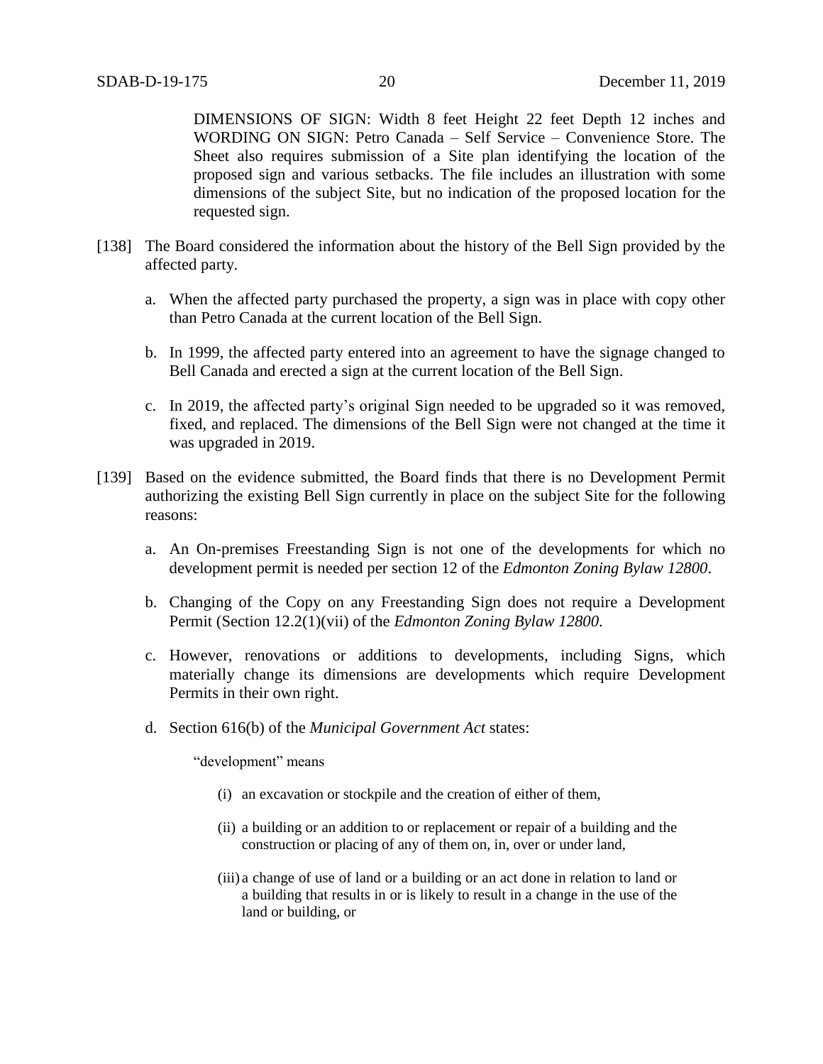DIMENSIONS OF SIGN: Width 8 feet Height 22 feet Depth 12 inches and WORDING ON SIGN: Petro Canada – Self Service – Convenience Store. The Sheet also requires submission of a Site plan identifying the location of the proposed sign and various setbacks. The file includes an illustration with some dimensions of the subject Site, but no indication of the proposed location for the requested sign.

[138] The Board considered the information about the history of the Bell Sign provided by the affected party.

a. When the affected party purchased the property, a sign was in place with copy other than Petro Canada at the current location of the Bell Sign.

b. In 1999, the affected party entered into an agreement to have the signage changed to Bell Canada and erected a sign at the current location of the Bell Sign.

c. In 2019, the affected party's original Sign needed to be upgraded so it was removed, fixed, and replaced. The dimensions of the Bell Sign were not changed at the time it was upgraded in 2019.

[139] Based on the evidence submitted, the Board finds that there is no Development Permit authorizing the existing Bell Sign currently in place on the subject Site for the following reasons:

a. An On-premises Freestanding Sign is not one of the developments for which no development permit is needed per section 12 of the *Edmonton Zoning Bylaw 12800*.

b. Changing of the Copy on any Freestanding Sign does not require a Development Permit (Section 12.2(1)(vii) of the *Edmonton Zoning Bylaw 12800*.

c. However, renovations or additions to developments, including Signs, which materially change its dimensions are developments which require Development Permits in their own right.

d. Section 616(b) of the *Municipal Government Act* states:

"development" means

(i) an excavation or stockpile and the creation of either of them,

(ii) a building or an addition to or replacement or repair of a building and the construction or placing of any of them on, in, over or under land,

(iii) a change of use of land or a building or an act done in relation to land or a building that results in or is likely to result in a change in the use of the land or building, or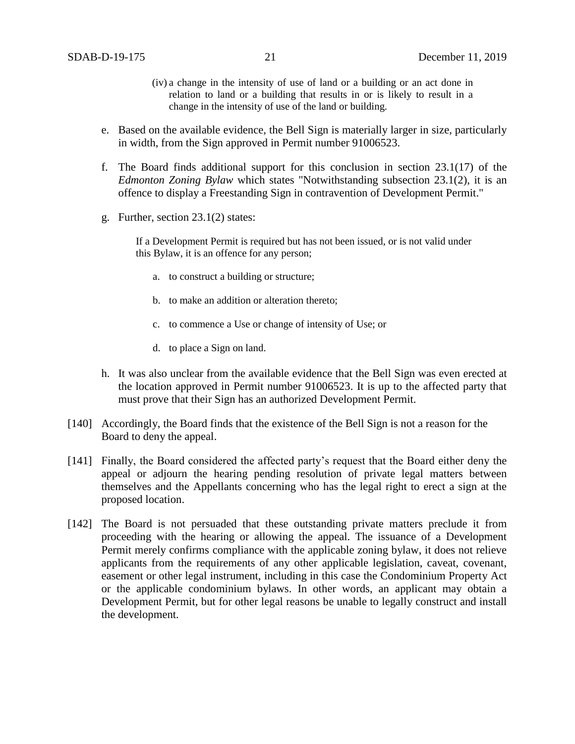(iv) a change in the intensity of use of land or a building or an act done in relation to land or a building that results in or is likely to result in a change in the intensity of use of the land or building.

e. Based on the available evidence, the Bell Sign is materially larger in size, particularly in width, from the Sign approved in Permit number 91006523.

f. The Board finds additional support for this conclusion in section 23.1(17) of the *Edmonton Zoning Bylaw* which states "Notwithstanding subsection 23.1(2), it is an offence to display a Freestanding Sign in contravention of Development Permit."

g. Further, section 23.1(2) states:

> If a Development Permit is required but has not been issued, or is not valid under this Bylaw, it is an offence for any person;
>
> a. to construct a building or structure;
>
> b. to make an addition or alteration thereto;
>
> c. to commence a Use or change of intensity of Use; or
>
> d. to place a Sign on land.

h. It was also unclear from the available evidence that the Bell Sign was even erected at the location approved in Permit number 91006523. It is up to the affected party that must prove that their Sign has an authorized Development Permit.

[140] Accordingly, the Board finds that the existence of the Bell Sign is not a reason for the Board to deny the appeal.

[141] Finally, the Board considered the affected party's request that the Board either deny the appeal or adjourn the hearing pending resolution of private legal matters between themselves and the Appellants concerning who has the legal right to erect a sign at the proposed location.

[142] The Board is not persuaded that these outstanding private matters preclude it from proceeding with the hearing or allowing the appeal. The issuance of a Development Permit merely confirms compliance with the applicable zoning bylaw, it does not relieve applicants from the requirements of any other applicable legislation, caveat, covenant, easement or other legal instrument, including in this case the Condominium Property Act or the applicable condominium bylaws. In other words, an applicant may obtain a Development Permit, but for other legal reasons be unable to legally construct and install the development.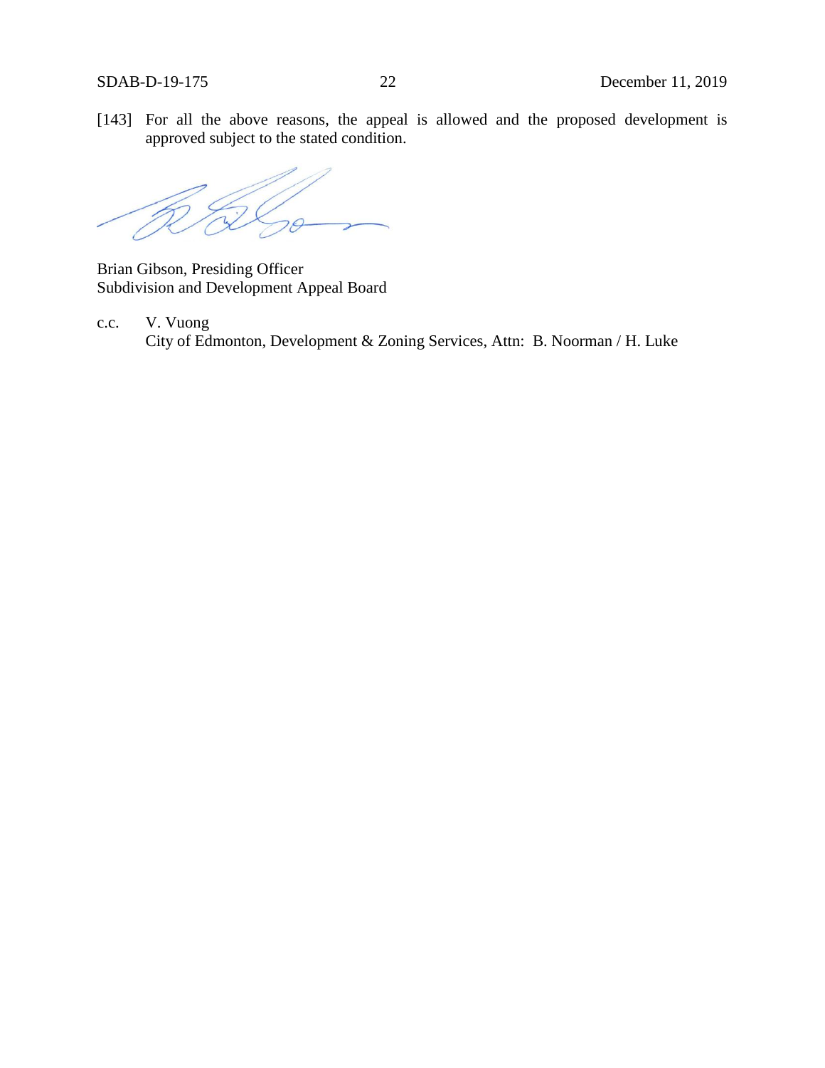[143] For all the above reasons, the appeal is allowed and the proposed development is approved subject to the stated condition.

Brian Gibson, Presiding Officer
Subdivision and Development Appeal Board

c.c. V. Vuong
City of Edmonton, Development & Zoning Services, Attn: B. Noorman / H. Luke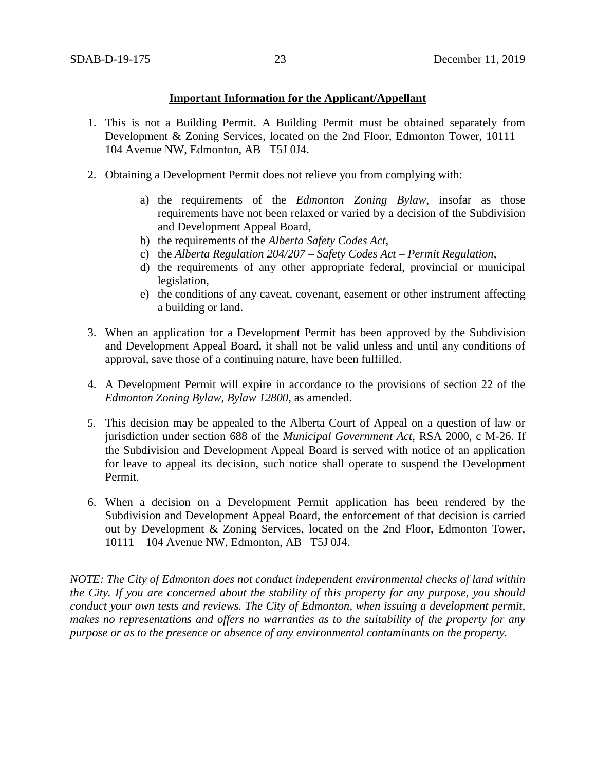**Important Information for the Applicant/Appellant**

1. This is not a Building Permit. A Building Permit must be obtained separately from Development & Zoning Services, located on the 2nd Floor, Edmonton Tower, 10111 – 104 Avenue NW, Edmonton, AB T5J 0J4.

2. Obtaining a Development Permit does not relieve you from complying with:

   a) the requirements of the *Edmonton Zoning Bylaw*, insofar as those requirements have not been relaxed or varied by a decision of the Subdivision and Development Appeal Board,
   b) the requirements of the *Alberta Safety Codes Act*,
   c) the *Alberta Regulation 204/207 – Safety Codes Act – Permit Regulation*,
   d) the requirements of any other appropriate federal, provincial or municipal legislation,
   e) the conditions of any caveat, covenant, easement or other instrument affecting a building or land.

3. When an application for a Development Permit has been approved by the Subdivision and Development Appeal Board, it shall not be valid unless and until any conditions of approval, save those of a continuing nature, have been fulfilled.

4. A Development Permit will expire in accordance to the provisions of section 22 of the *Edmonton Zoning Bylaw, Bylaw 12800*, as amended.

5. This decision may be appealed to the Alberta Court of Appeal on a question of law or jurisdiction under section 688 of the *Municipal Government Act*, RSA 2000, c M-26. If the Subdivision and Development Appeal Board is served with notice of an application for leave to appeal its decision, such notice shall operate to suspend the Development Permit.

6. When a decision on a Development Permit application has been rendered by the Subdivision and Development Appeal Board, the enforcement of that decision is carried out by Development & Zoning Services, located on the 2nd Floor, Edmonton Tower, 10111 – 104 Avenue NW, Edmonton, AB T5J 0J4.

*NOTE: The City of Edmonton does not conduct independent environmental checks of land within the City. If you are concerned about the stability of this property for any purpose, you should conduct your own tests and reviews. The City of Edmonton, when issuing a development permit, makes no representations and offers no warranties as to the suitability of the property for any purpose or as to the presence or absence of any environmental contaminants on the property.*